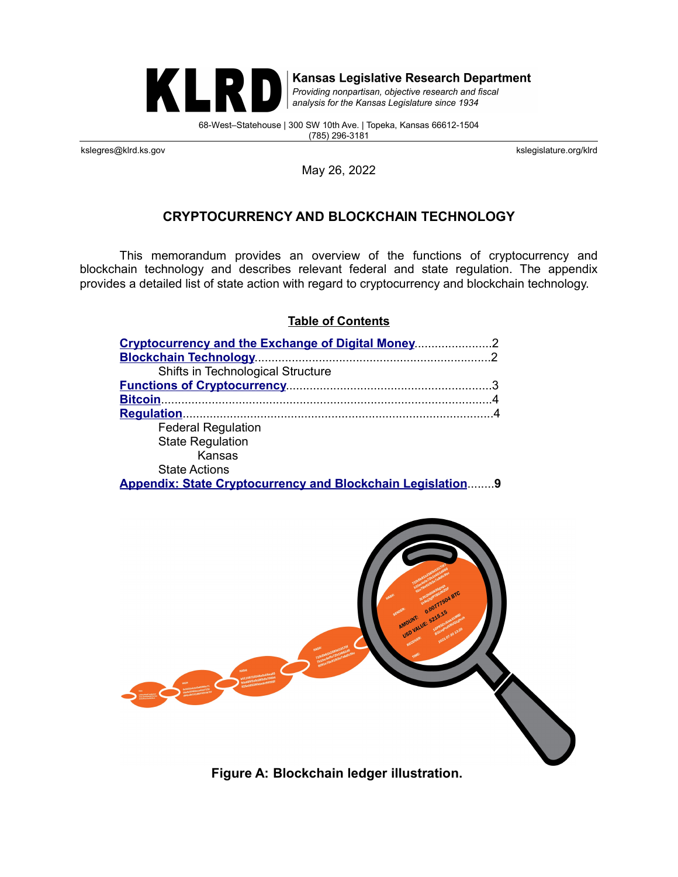**KLRD** | **Kansas Legislative Research Department**
*Providing nonpartisan, objective research and fiscal analysis for the Kansas Legislature since 1934*

68-West–Statehouse | 300 SW 10th Ave. | Topeka, Kansas 66612-1504
(785) 296-3181

kslegres@klrd.ks.gov kslegislature.org/klrd

May 26, 2022

## CRYPTOCURRENCY AND BLOCKCHAIN TECHNOLOGY

This memorandum provides an overview of the functions of cryptocurrency and blockchain technology and describes relevant federal and state regulation. The appendix provides a detailed list of state action with regard to cryptocurrency and blockchain technology.

**Table of Contents**

- Cryptocurrency and the Exchange of Digital Money........................2
- Blockchain Technology......................................................................2
  - Shifts in Technological Structure
- Functions of Cryptocurrency.............................................................3
- Bitcoin.................................................................................................4
- Regulation...........................................................................................4
  - Federal Regulation
  - State Regulation
    - Kansas
  - State Actions
- Appendix: State Cryptocurrency and Blockchain Legislation........9

**Figure A: Blockchain ledger illustration.**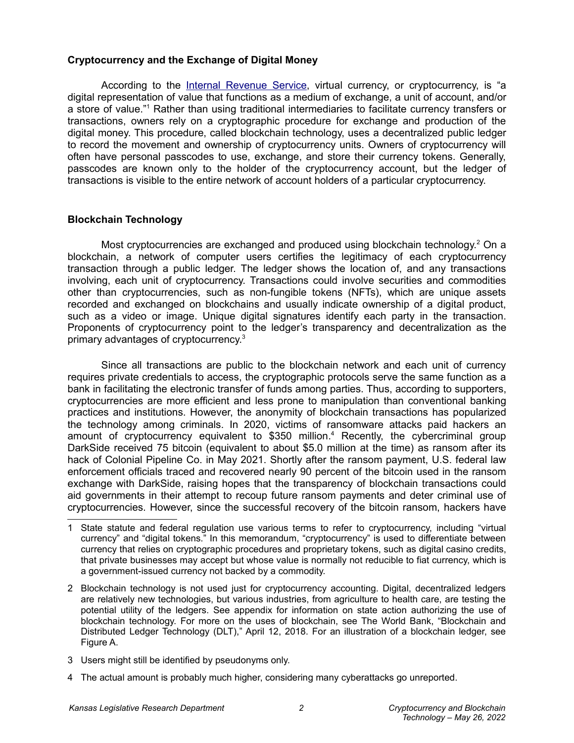**Cryptocurrency and the Exchange of Digital Money**

According to the [Internal Revenue Service](), virtual currency, or cryptocurrency, is "a digital representation of value that functions as a medium of exchange, a unit of account, and/or a store of value."[1] Rather than using traditional intermediaries to facilitate currency transfers or transactions, owners rely on a cryptographic procedure for exchange and production of the digital money. This procedure, called blockchain technology, uses a decentralized public ledger to record the movement and ownership of cryptocurrency units. Owners of cryptocurrency will often have personal passcodes to use, exchange, and store their currency tokens. Generally, passcodes are known only to the holder of the cryptocurrency account, but the ledger of transactions is visible to the entire network of account holders of a particular cryptocurrency.

**Blockchain Technology**

Most cryptocurrencies are exchanged and produced using blockchain technology.[2] On a blockchain, a network of computer users certifies the legitimacy of each cryptocurrency transaction through a public ledger. The ledger shows the location of, and any transactions involving, each unit of cryptocurrency. Transactions could involve securities and commodities other than cryptocurrencies, such as non-fungible tokens (NFTs), which are unique assets recorded and exchanged on blockchains and usually indicate ownership of a digital product, such as a video or image. Unique digital signatures identify each party in the transaction. Proponents of cryptocurrency point to the ledger's transparency and decentralization as the primary advantages of cryptocurrency.[3]

Since all transactions are public to the blockchain network and each unit of currency requires private credentials to access, the cryptographic protocols serve the same function as a bank in facilitating the electronic transfer of funds among parties. Thus, according to supporters, cryptocurrencies are more efficient and less prone to manipulation than conventional banking practices and institutions. However, the anonymity of blockchain transactions has popularized the technology among criminals. In 2020, victims of ransomware attacks paid hackers an amount of cryptocurrency equivalent to $350 million.[4] Recently, the cybercriminal group DarkSide received 75 bitcoin (equivalent to about $5.0 million at the time) as ransom after its hack of Colonial Pipeline Co. in May 2021. Shortly after the ransom payment, U.S. federal law enforcement officials traced and recovered nearly 90 percent of the bitcoin used in the ransom exchange with DarkSide, raising hopes that the transparency of blockchain transactions could aid governments in their attempt to recoup future ransom payments and deter criminal use of cryptocurrencies. However, since the successful recovery of the bitcoin ransom, hackers have

---

1 State statute and federal regulation use various terms to refer to cryptocurrency, including "virtual currency" and "digital tokens." In this memorandum, "cryptocurrency" is used to differentiate between currency that relies on cryptographic procedures and proprietary tokens, such as digital casino credits, that private businesses may accept but whose value is normally not reducible to fiat currency, which is a government-issued currency not backed by a commodity.

2 Blockchain technology is not used just for cryptocurrency accounting. Digital, decentralized ledgers are relatively new technologies, but various industries, from agriculture to health care, are testing the potential utility of the ledgers. See appendix for information on state action authorizing the use of blockchain technology. For more on the uses of blockchain, see The World Bank, "Blockchain and Distributed Ledger Technology (DLT)," April 12, 2018. For an illustration of a blockchain ledger, see Figure A.

3 Users might still be identified by pseudonyms only.

4 The actual amount is probably much higher, considering many cyberattacks go unreported.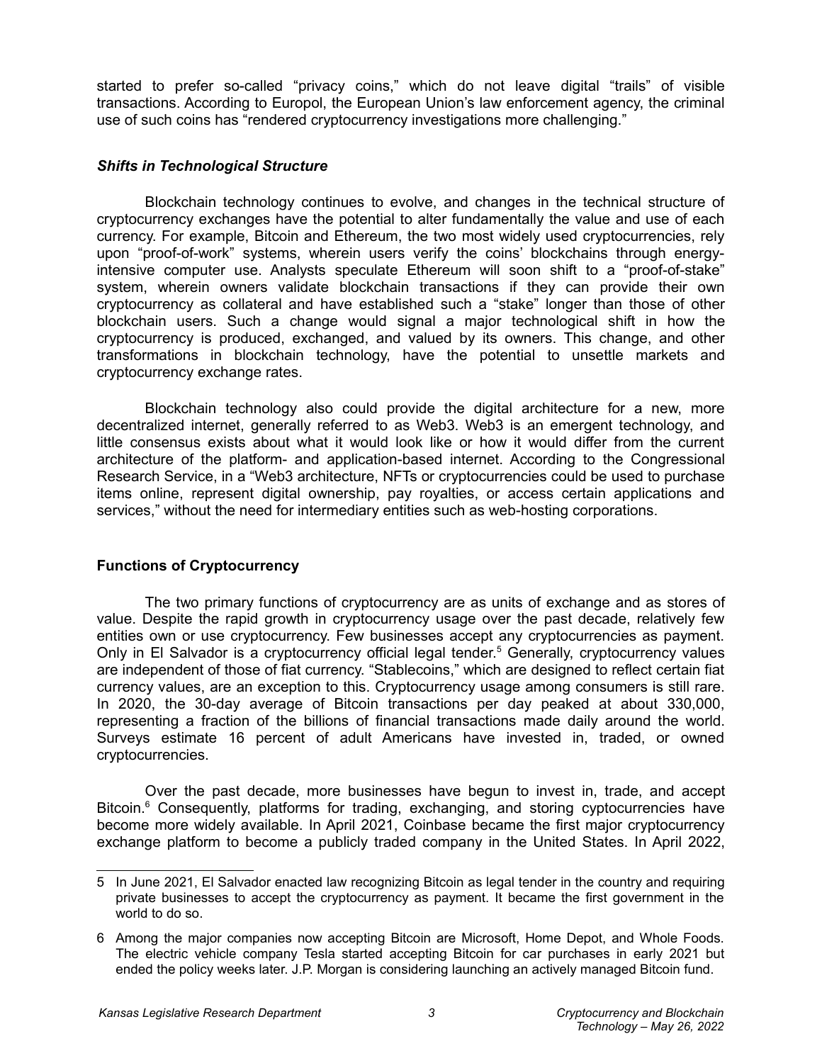started to prefer so-called "privacy coins," which do not leave digital "trails" of visible transactions. According to Europol, the European Union's law enforcement agency, the criminal use of such coins has "rendered cryptocurrency investigations more challenging."

### *Shifts in Technological Structure*

Blockchain technology continues to evolve, and changes in the technical structure of cryptocurrency exchanges have the potential to alter fundamentally the value and use of each currency. For example, Bitcoin and Ethereum, the two most widely used cryptocurrencies, rely upon "proof-of-work" systems, wherein users verify the coins' blockchains through energy-intensive computer use. Analysts speculate Ethereum will soon shift to a "proof-of-stake" system, wherein owners validate blockchain transactions if they can provide their own cryptocurrency as collateral and have established such a "stake" longer than those of other blockchain users. Such a change would signal a major technological shift in how the cryptocurrency is produced, exchanged, and valued by its owners. This change, and other transformations in blockchain technology, have the potential to unsettle markets and cryptocurrency exchange rates.

Blockchain technology also could provide the digital architecture for a new, more decentralized internet, generally referred to as Web3. Web3 is an emergent technology, and little consensus exists about what it would look like or how it would differ from the current architecture of the platform- and application-based internet. According to the Congressional Research Service, in a "Web3 architecture, NFTs or cryptocurrencies could be used to purchase items online, represent digital ownership, pay royalties, or access certain applications and services," without the need for intermediary entities such as web-hosting corporations.

## Functions of Cryptocurrency

The two primary functions of cryptocurrency are as units of exchange and as stores of value. Despite the rapid growth in cryptocurrency usage over the past decade, relatively few entities own or use cryptocurrency. Few businesses accept any cryptocurrencies as payment. Only in El Salvador is a cryptocurrency official legal tender.[5] Generally, cryptocurrency values are independent of those of fiat currency. "Stablecoins," which are designed to reflect certain fiat currency values, are an exception to this. Cryptocurrency usage among consumers is still rare. In 2020, the 30-day average of Bitcoin transactions per day peaked at about 330,000, representing a fraction of the billions of financial transactions made daily around the world. Surveys estimate 16 percent of adult Americans have invested in, traded, or owned cryptocurrencies.

Over the past decade, more businesses have begun to invest in, trade, and accept Bitcoin.[6] Consequently, platforms for trading, exchanging, and storing cyptocurrencies have become more widely available. In April 2021, Coinbase became the first major cryptocurrency exchange platform to become a publicly traded company in the United States. In April 2022,

---

5 In June 2021, El Salvador enacted law recognizing Bitcoin as legal tender in the country and requiring private businesses to accept the cryptocurrency as payment. It became the first government in the world to do so.

6 Among the major companies now accepting Bitcoin are Microsoft, Home Depot, and Whole Foods. The electric vehicle company Tesla started accepting Bitcoin for car purchases in early 2021 but ended the policy weeks later. J.P. Morgan is considering launching an actively managed Bitcoin fund.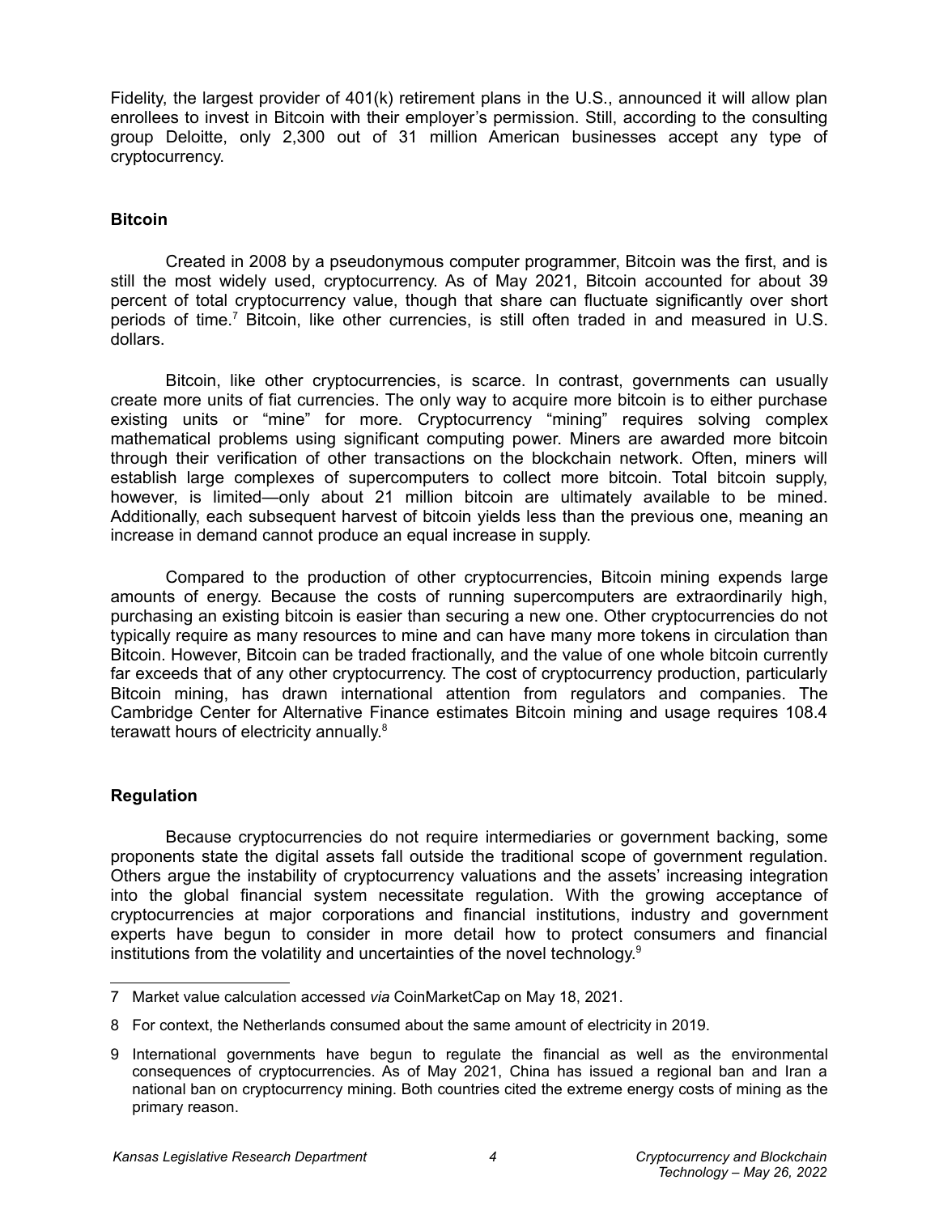Fidelity, the largest provider of 401(k) retirement plans in the U.S., announced it will allow plan enrollees to invest in Bitcoin with their employer's permission. Still, according to the consulting group Deloitte, only 2,300 out of 31 million American businesses accept any type of cryptocurrency.

## Bitcoin

Created in 2008 by a pseudonymous computer programmer, Bitcoin was the first, and is still the most widely used, cryptocurrency. As of May 2021, Bitcoin accounted for about 39 percent of total cryptocurrency value, though that share can fluctuate significantly over short periods of time.[7] Bitcoin, like other currencies, is still often traded in and measured in U.S. dollars.

Bitcoin, like other cryptocurrencies, is scarce. In contrast, governments can usually create more units of fiat currencies. The only way to acquire more bitcoin is to either purchase existing units or "mine" for more. Cryptocurrency "mining" requires solving complex mathematical problems using significant computing power. Miners are awarded more bitcoin through their verification of other transactions on the blockchain network. Often, miners will establish large complexes of supercomputers to collect more bitcoin. Total bitcoin supply, however, is limited—only about 21 million bitcoin are ultimately available to be mined. Additionally, each subsequent harvest of bitcoin yields less than the previous one, meaning an increase in demand cannot produce an equal increase in supply.

Compared to the production of other cryptocurrencies, Bitcoin mining expends large amounts of energy. Because the costs of running supercomputers are extraordinarily high, purchasing an existing bitcoin is easier than securing a new one. Other cryptocurrencies do not typically require as many resources to mine and can have many more tokens in circulation than Bitcoin. However, Bitcoin can be traded fractionally, and the value of one whole bitcoin currently far exceeds that of any other cryptocurrency. The cost of cryptocurrency production, particularly Bitcoin mining, has drawn international attention from regulators and companies. The Cambridge Center for Alternative Finance estimates Bitcoin mining and usage requires 108.4 terawatt hours of electricity annually.[8]

## Regulation

Because cryptocurrencies do not require intermediaries or government backing, some proponents state the digital assets fall outside the traditional scope of government regulation. Others argue the instability of cryptocurrency valuations and the assets' increasing integration into the global financial system necessitate regulation. With the growing acceptance of cryptocurrencies at major corporations and financial institutions, industry and government experts have begun to consider in more detail how to protect consumers and financial institutions from the volatility and uncertainties of the novel technology.[9]

---

7 Market value calculation accessed *via* CoinMarketCap on May 18, 2021.

8 For context, the Netherlands consumed about the same amount of electricity in 2019.

9 International governments have begun to regulate the financial as well as the environmental consequences of cryptocurrencies. As of May 2021, China has issued a regional ban and Iran a national ban on cryptocurrency mining. Both countries cited the extreme energy costs of mining as the primary reason.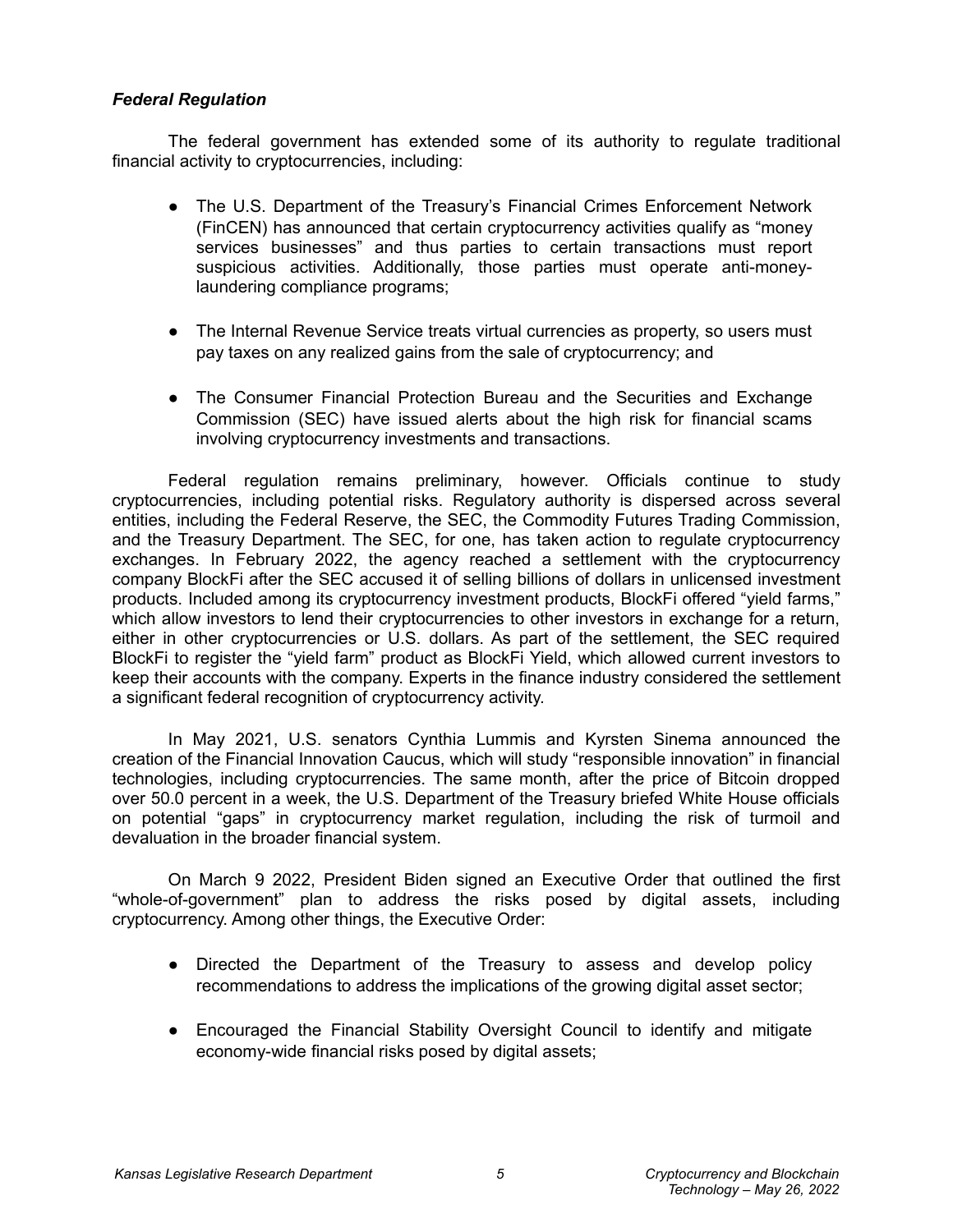### *Federal Regulation*

The federal government has extended some of its authority to regulate traditional financial activity to cryptocurrencies, including:

- The U.S. Department of the Treasury's Financial Crimes Enforcement Network (FinCEN) has announced that certain cryptocurrency activities qualify as "money services businesses" and thus parties to certain transactions must report suspicious activities. Additionally, those parties must operate anti-money-laundering compliance programs;
- The Internal Revenue Service treats virtual currencies as property, so users must pay taxes on any realized gains from the sale of cryptocurrency; and
- The Consumer Financial Protection Bureau and the Securities and Exchange Commission (SEC) have issued alerts about the high risk for financial scams involving cryptocurrency investments and transactions.

Federal regulation remains preliminary, however. Officials continue to study cryptocurrencies, including potential risks. Regulatory authority is dispersed across several entities, including the Federal Reserve, the SEC, the Commodity Futures Trading Commission, and the Treasury Department. The SEC, for one, has taken action to regulate cryptocurrency exchanges. In February 2022, the agency reached a settlement with the cryptocurrency company BlockFi after the SEC accused it of selling billions of dollars in unlicensed investment products. Included among its cryptocurrency investment products, BlockFi offered "yield farms," which allow investors to lend their cryptocurrencies to other investors in exchange for a return, either in other cryptocurrencies or U.S. dollars. As part of the settlement, the SEC required BlockFi to register the "yield farm" product as BlockFi Yield, which allowed current investors to keep their accounts with the company. Experts in the finance industry considered the settlement a significant federal recognition of cryptocurrency activity.

In May 2021, U.S. senators Cynthia Lummis and Kyrsten Sinema announced the creation of the Financial Innovation Caucus, which will study "responsible innovation" in financial technologies, including cryptocurrencies. The same month, after the price of Bitcoin dropped over 50.0 percent in a week, the U.S. Department of the Treasury briefed White House officials on potential "gaps" in cryptocurrency market regulation, including the risk of turmoil and devaluation in the broader financial system.

On March 9 2022, President Biden signed an Executive Order that outlined the first "whole-of-government" plan to address the risks posed by digital assets, including cryptocurrency. Among other things, the Executive Order:

- Directed the Department of the Treasury to assess and develop policy recommendations to address the implications of the growing digital asset sector;
- Encouraged the Financial Stability Oversight Council to identify and mitigate economy-wide financial risks posed by digital assets;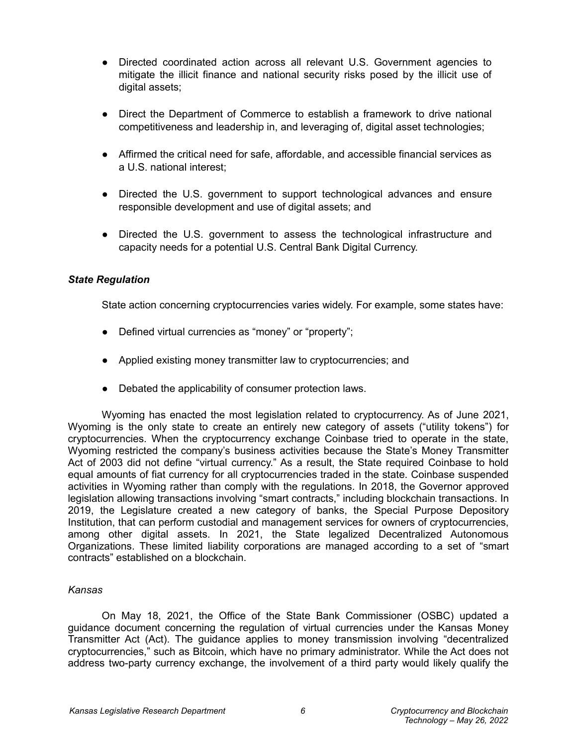- Directed coordinated action across all relevant U.S. Government agencies to mitigate the illicit finance and national security risks posed by the illicit use of digital assets;
- Direct the Department of Commerce to establish a framework to drive national competitiveness and leadership in, and leveraging of, digital asset technologies;
- Affirmed the critical need for safe, affordable, and accessible financial services as a U.S. national interest;
- Directed the U.S. government to support technological advances and ensure responsible development and use of digital assets; and
- Directed the U.S. government to assess the technological infrastructure and capacity needs for a potential U.S. Central Bank Digital Currency.

### *State Regulation*

State action concerning cryptocurrencies varies widely. For example, some states have:

- Defined virtual currencies as "money" or "property";
- Applied existing money transmitter law to cryptocurrencies; and
- Debated the applicability of consumer protection laws.

Wyoming has enacted the most legislation related to cryptocurrency. As of June 2021, Wyoming is the only state to create an entirely new category of assets ("utility tokens") for cryptocurrencies. When the cryptocurrency exchange Coinbase tried to operate in the state, Wyoming restricted the company's business activities because the State's Money Transmitter Act of 2003 did not define "virtual currency." As a result, the State required Coinbase to hold equal amounts of fiat currency for all cryptocurrencies traded in the state. Coinbase suspended activities in Wyoming rather than comply with the regulations. In 2018, the Governor approved legislation allowing transactions involving "smart contracts," including blockchain transactions. In 2019, the Legislature created a new category of banks, the Special Purpose Depository Institution, that can perform custodial and management services for owners of cryptocurrencies, among other digital assets. In 2021, the State legalized Decentralized Autonomous Organizations. These limited liability corporations are managed according to a set of "smart contracts" established on a blockchain.

#### *Kansas*

On May 18, 2021, the Office of the State Bank Commissioner (OSBC) updated a guidance document concerning the regulation of virtual currencies under the Kansas Money Transmitter Act (Act). The guidance applies to money transmission involving "decentralized cryptocurrencies," such as Bitcoin, which have no primary administrator. While the Act does not address two-party currency exchange, the involvement of a third party would likely qualify the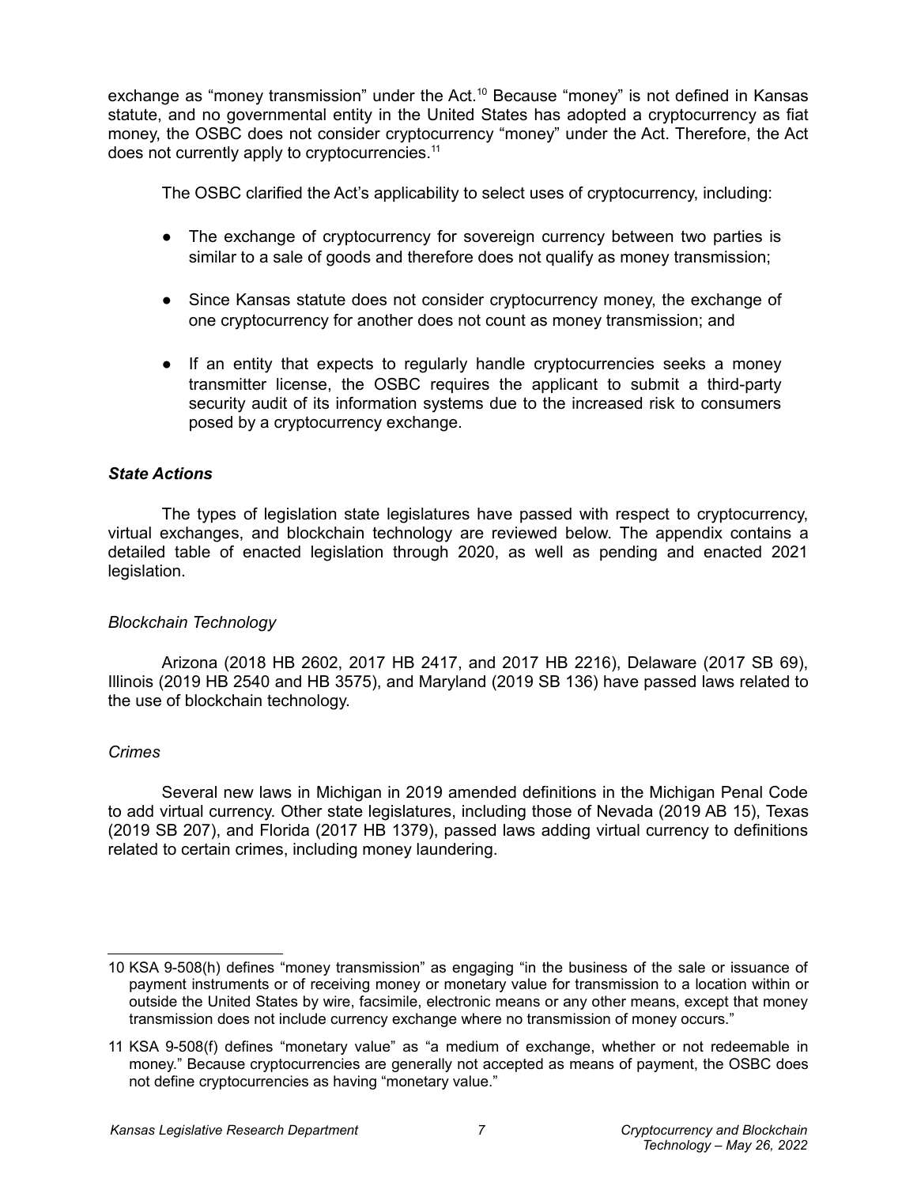exchange as "money transmission" under the Act.[10] Because "money" is not defined in Kansas statute, and no governmental entity in the United States has adopted a cryptocurrency as fiat money, the OSBC does not consider cryptocurrency "money" under the Act. Therefore, the Act does not currently apply to cryptocurrencies.[11]

The OSBC clarified the Act's applicability to select uses of cryptocurrency, including:

- The exchange of cryptocurrency for sovereign currency between two parties is similar to a sale of goods and therefore does not qualify as money transmission;
- Since Kansas statute does not consider cryptocurrency money, the exchange of one cryptocurrency for another does not count as money transmission; and
- If an entity that expects to regularly handle cryptocurrencies seeks a money transmitter license, the OSBC requires the applicant to submit a third-party security audit of its information systems due to the increased risk to consumers posed by a cryptocurrency exchange.

### ***State Actions***

The types of legislation state legislatures have passed with respect to cryptocurrency, virtual exchanges, and blockchain technology are reviewed below. The appendix contains a detailed table of enacted legislation through 2020, as well as pending and enacted 2021 legislation.

#### *Blockchain Technology*

Arizona (2018 HB 2602, 2017 HB 2417, and 2017 HB 2216), Delaware (2017 SB 69), Illinois (2019 HB 2540 and HB 3575), and Maryland (2019 SB 136) have passed laws related to the use of blockchain technology.

#### *Crimes*

Several new laws in Michigan in 2019 amended definitions in the Michigan Penal Code to add virtual currency. Other state legislatures, including those of Nevada (2019 AB 15), Texas (2019 SB 207), and Florida (2017 HB 1379), passed laws adding virtual currency to definitions related to certain crimes, including money laundering.

---

10 KSA 9-508(h) defines "money transmission" as engaging "in the business of the sale or issuance of payment instruments or of receiving money or monetary value for transmission to a location within or outside the United States by wire, facsimile, electronic means or any other means, except that money transmission does not include currency exchange where no transmission of money occurs."

11 KSA 9-508(f) defines "monetary value" as "a medium of exchange, whether or not redeemable in money." Because cryptocurrencies are generally not accepted as means of payment, the OSBC does not define cryptocurrencies as having "monetary value."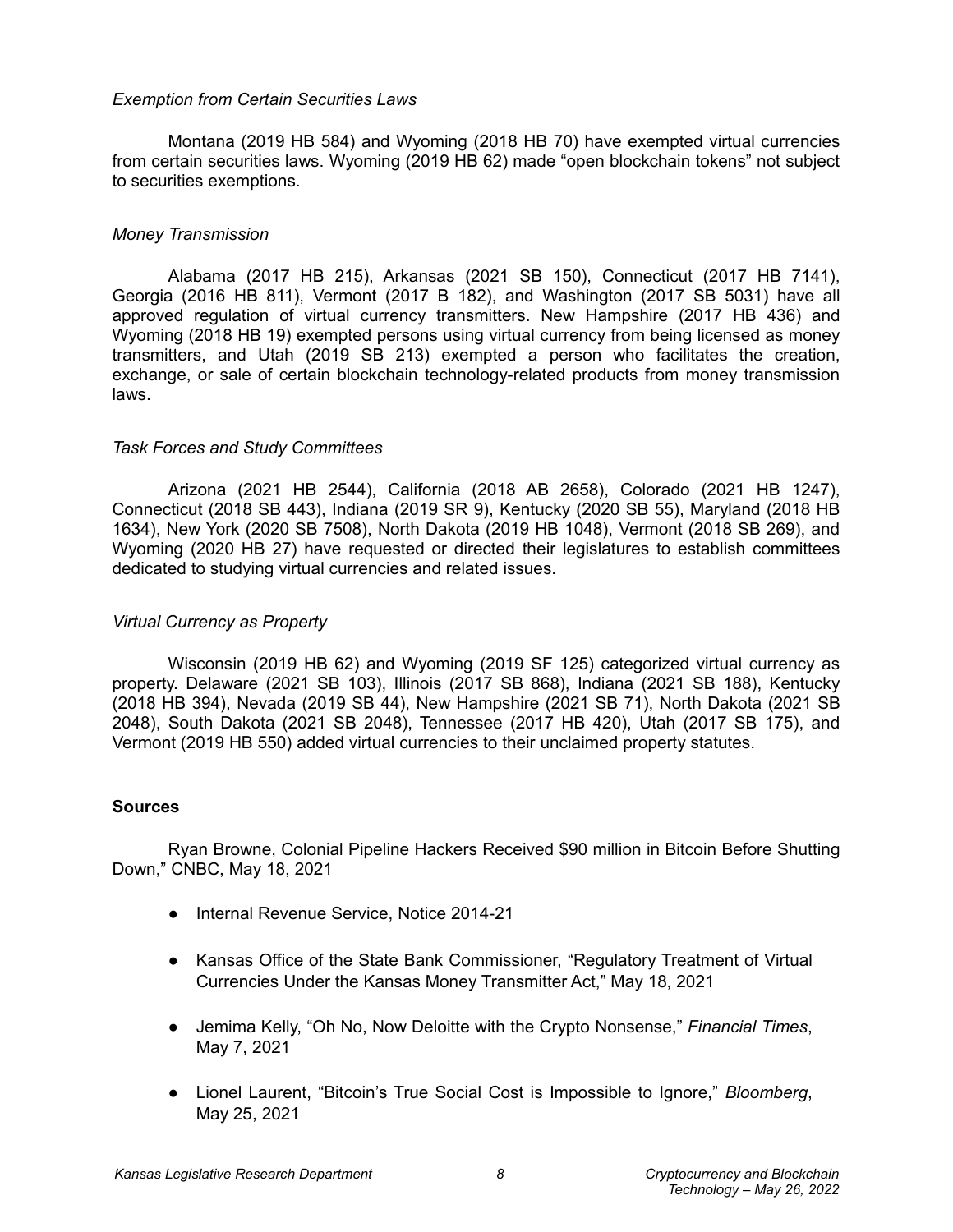*Exemption from Certain Securities Laws*

Montana (2019 HB 584) and Wyoming (2018 HB 70) have exempted virtual currencies from certain securities laws. Wyoming (2019 HB 62) made "open blockchain tokens" not subject to securities exemptions.

*Money Transmission*

Alabama (2017 HB 215), Arkansas (2021 SB 150), Connecticut (2017 HB 7141), Georgia (2016 HB 811), Vermont (2017 B 182), and Washington (2017 SB 5031) have all approved regulation of virtual currency transmitters. New Hampshire (2017 HB 436) and Wyoming (2018 HB 19) exempted persons using virtual currency from being licensed as money transmitters, and Utah (2019 SB 213) exempted a person who facilitates the creation, exchange, or sale of certain blockchain technology-related products from money transmission laws.

*Task Forces and Study Committees*

Arizona (2021 HB 2544), California (2018 AB 2658), Colorado (2021 HB 1247), Connecticut (2018 SB 443), Indiana (2019 SR 9), Kentucky (2020 SB 55), Maryland (2018 HB 1634), New York (2020 SB 7508), North Dakota (2019 HB 1048), Vermont (2018 SB 269), and Wyoming (2020 HB 27) have requested or directed their legislatures to establish committees dedicated to studying virtual currencies and related issues.

*Virtual Currency as Property*

Wisconsin (2019 HB 62) and Wyoming (2019 SF 125) categorized virtual currency as property. Delaware (2021 SB 103), Illinois (2017 SB 868), Indiana (2021 SB 188), Kentucky (2018 HB 394), Nevada (2019 SB 44), New Hampshire (2021 SB 71), North Dakota (2021 SB 2048), South Dakota (2021 SB 2048), Tennessee (2017 HB 420), Utah (2017 SB 175), and Vermont (2019 HB 550) added virtual currencies to their unclaimed property statutes.

**Sources**

Ryan Browne, Colonial Pipeline Hackers Received $90 million in Bitcoin Before Shutting Down," CNBC, May 18, 2021

- Internal Revenue Service, Notice 2014-21
- Kansas Office of the State Bank Commissioner, "Regulatory Treatment of Virtual Currencies Under the Kansas Money Transmitter Act," May 18, 2021
- Jemima Kelly, "Oh No, Now Deloitte with the Crypto Nonsense," *Financial Times*, May 7, 2021
- Lionel Laurent, "Bitcoin's True Social Cost is Impossible to Ignore," *Bloomberg*, May 25, 2021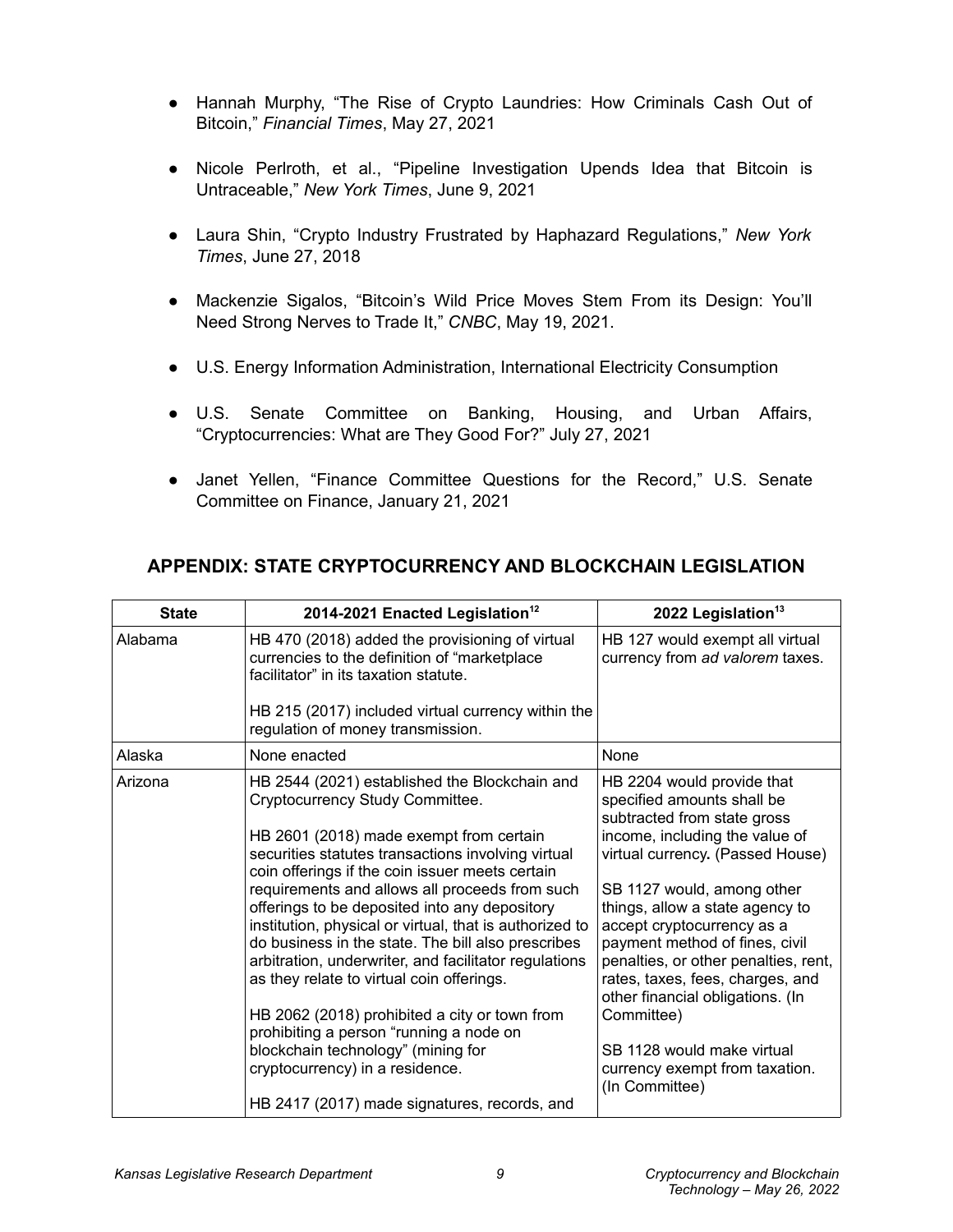- Hannah Murphy, "The Rise of Crypto Laundries: How Criminals Cash Out of Bitcoin," *Financial Times*, May 27, 2021

- Nicole Perlroth, et al., "Pipeline Investigation Upends Idea that Bitcoin is Untraceable," *New York Times*, June 9, 2021

- Laura Shin, "Crypto Industry Frustrated by Haphazard Regulations," *New York Times*, June 27, 2018

- Mackenzie Sigalos, "Bitcoin's Wild Price Moves Stem From its Design: You'll Need Strong Nerves to Trade It," *CNBC*, May 19, 2021.

- U.S. Energy Information Administration, International Electricity Consumption

- U.S. Senate Committee on Banking, Housing, and Urban Affairs, "Cryptocurrencies: What are They Good For?" July 27, 2021

- Janet Yellen, "Finance Committee Questions for the Record," U.S. Senate Committee on Finance, January 21, 2021

## APPENDIX: STATE CRYPTOCURRENCY AND BLOCKCHAIN LEGISLATION

| State | 2014-2021 Enacted Legislation[12] | 2022 Legislation[13] |
|---|---|---|
| Alabama | HB 470 (2018) added the provisioning of virtual currencies to the definition of "marketplace facilitator" in its taxation statute.<br><br>HB 215 (2017) included virtual currency within the regulation of money transmission. | HB 127 would exempt all virtual currency from *ad valorem* taxes. |
| Alaska | None enacted | None |
| Arizona | HB 2544 (2021) established the Blockchain and Cryptocurrency Study Committee.<br><br>HB 2601 (2018) made exempt from certain securities statutes transactions involving virtual coin offerings if the coin issuer meets certain requirements and allows all proceeds from such offerings to be deposited into any depository institution, physical or virtual, that is authorized to do business in the state. The bill also prescribes arbitration, underwriter, and facilitator regulations as they relate to virtual coin offerings.<br><br>HB 2062 (2018) prohibited a city or town from prohibiting a person "running a node on blockchain technology" (mining for cryptocurrency) in a residence.<br><br>HB 2417 (2017) made signatures, records, and | HB 2204 would provide that specified amounts shall be subtracted from state gross income, including the value of virtual currency. (Passed House)<br><br>SB 1127 would, among other things, allow a state agency to accept cryptocurrency as a payment method of fines, civil penalties, or other penalties, rent, rates, taxes, fees, charges, and other financial obligations. (In Committee)<br><br>SB 1128 would make virtual currency exempt from taxation. (In Committee) |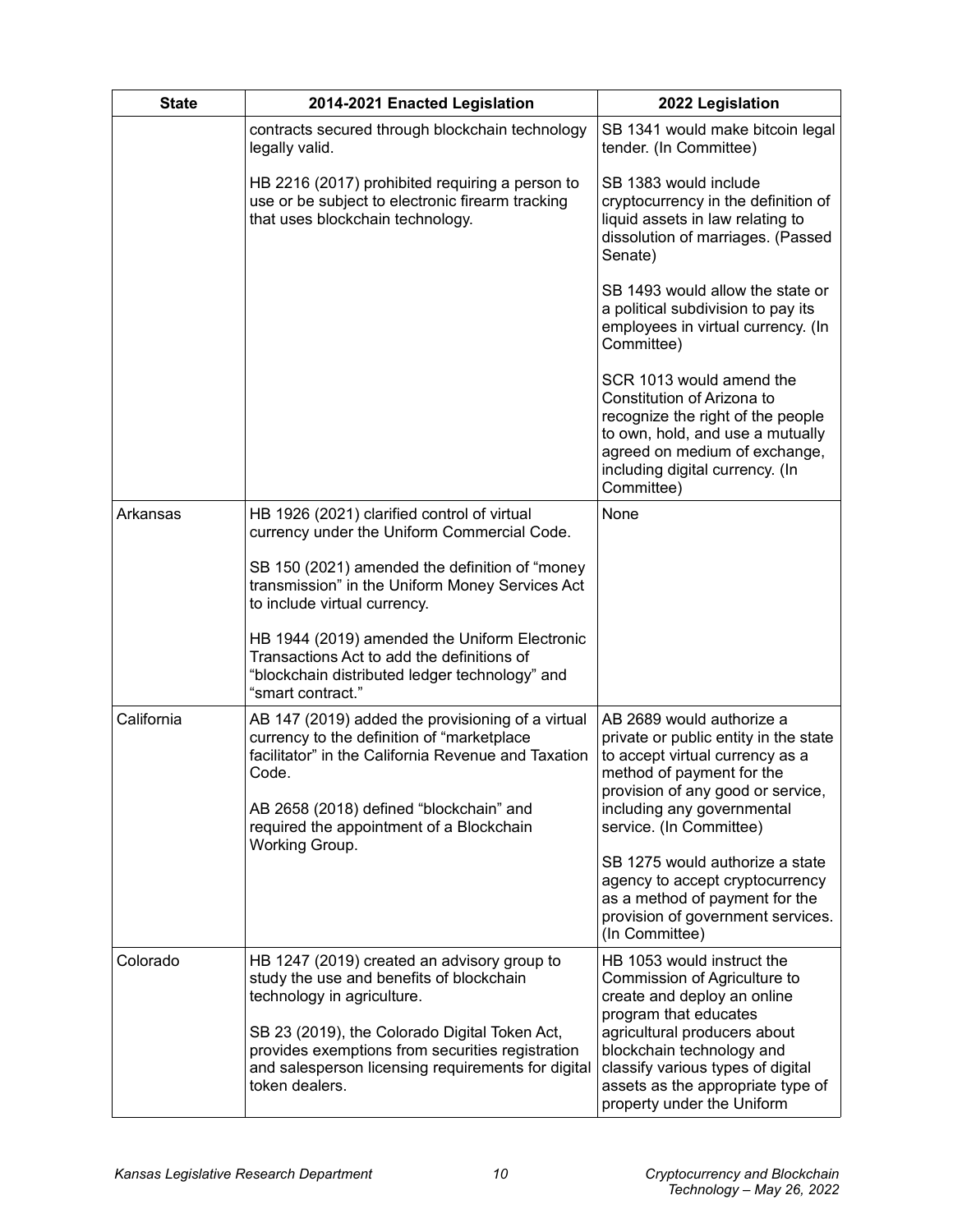| State | 2014-2021 Enacted Legislation | 2022 Legislation |
|---|---|---|
| | contracts secured through blockchain technology legally valid.<br><br>HB 2216 (2017) prohibited requiring a person to use or be subject to electronic firearm tracking that uses blockchain technology. | SB 1341 would make bitcoin legal tender. (In Committee)<br><br>SB 1383 would include cryptocurrency in the definition of liquid assets in law relating to dissolution of marriages. (Passed Senate)<br><br>SB 1493 would allow the state or a political subdivision to pay its employees in virtual currency. (In Committee)<br><br>SCR 1013 would amend the Constitution of Arizona to recognize the right of the people to own, hold, and use a mutually agreed on medium of exchange, including digital currency. (In Committee) |
| Arkansas | HB 1926 (2021) clarified control of virtual currency under the Uniform Commercial Code.<br><br>SB 150 (2021) amended the definition of "money transmission" in the Uniform Money Services Act to include virtual currency.<br><br>HB 1944 (2019) amended the Uniform Electronic Transactions Act to add the definitions of "blockchain distributed ledger technology" and "smart contract." | None |
| California | AB 147 (2019) added the provisioning of a virtual currency to the definition of "marketplace facilitator" in the California Revenue and Taxation Code.<br><br>AB 2658 (2018) defined "blockchain" and required the appointment of a Blockchain Working Group. | AB 2689 would authorize a private or public entity in the state to accept virtual currency as a method of payment for the provision of any good or service, including any governmental service. (In Committee)<br><br>SB 1275 would authorize a state agency to accept cryptocurrency as a method of payment for the provision of government services. (In Committee) |
| Colorado | HB 1247 (2019) created an advisory group to study the use and benefits of blockchain technology in agriculture.<br><br>SB 23 (2019), the Colorado Digital Token Act, provides exemptions from securities registration and salesperson licensing requirements for digital token dealers. | HB 1053 would instruct the Commission of Agriculture to create and deploy an online program that educates agricultural producers about blockchain technology and classify various types of digital assets as the appropriate type of property under the Uniform |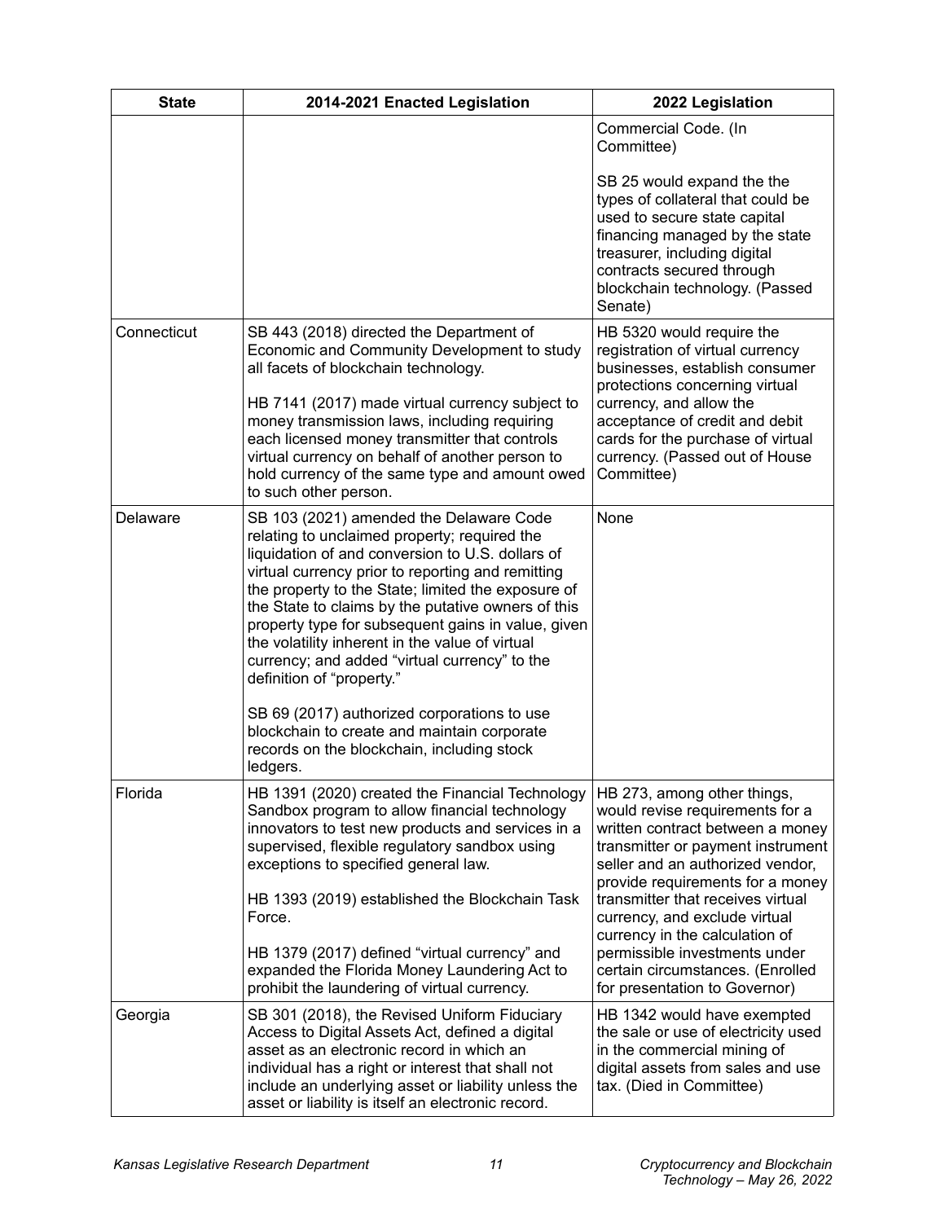| State | 2014-2021 Enacted Legislation | 2022 Legislation |
|---|---|---|
| | | Commercial Code. (In Committee)<br><br>SB 25 would expand the the types of collateral that could be used to secure state capital financing managed by the state treasurer, including digital contracts secured through blockchain technology. (Passed Senate) |
| Connecticut | SB 443 (2018) directed the Department of Economic and Community Development to study all facets of blockchain technology.<br><br>HB 7141 (2017) made virtual currency subject to money transmission laws, including requiring each licensed money transmitter that controls virtual currency on behalf of another person to hold currency of the same type and amount owed to such other person. | HB 5320 would require the registration of virtual currency businesses, establish consumer protections concerning virtual currency, and allow the acceptance of credit and debit cards for the purchase of virtual currency. (Passed out of House Committee) |
| Delaware | SB 103 (2021) amended the Delaware Code relating to unclaimed property; required the liquidation of and conversion to U.S. dollars of virtual currency prior to reporting and remitting the property to the State; limited the exposure of the State to claims by the putative owners of this property type for subsequent gains in value, given the volatility inherent in the value of virtual currency; and added "virtual currency" to the definition of "property."<br><br>SB 69 (2017) authorized corporations to use blockchain to create and maintain corporate records on the blockchain, including stock ledgers. | None |
| Florida | HB 1391 (2020) created the Financial Technology Sandbox program to allow financial technology innovators to test new products and services in a supervised, flexible regulatory sandbox using exceptions to specified general law.<br><br>HB 1393 (2019) established the Blockchain Task Force.<br><br>HB 1379 (2017) defined "virtual currency" and expanded the Florida Money Laundering Act to prohibit the laundering of virtual currency. | HB 273, among other things, would revise requirements for a written contract between a money transmitter or payment instrument seller and an authorized vendor, provide requirements for a money transmitter that receives virtual currency, and exclude virtual currency in the calculation of permissible investments under certain circumstances. (Enrolled for presentation to Governor) |
| Georgia | SB 301 (2018), the Revised Uniform Fiduciary Access to Digital Assets Act, defined a digital asset as an electronic record in which an individual has a right or interest that shall not include an underlying asset or liability unless the asset or liability is itself an electronic record. | HB 1342 would have exempted the sale or use of electricity used in the commercial mining of digital assets from sales and use tax. (Died in Committee) |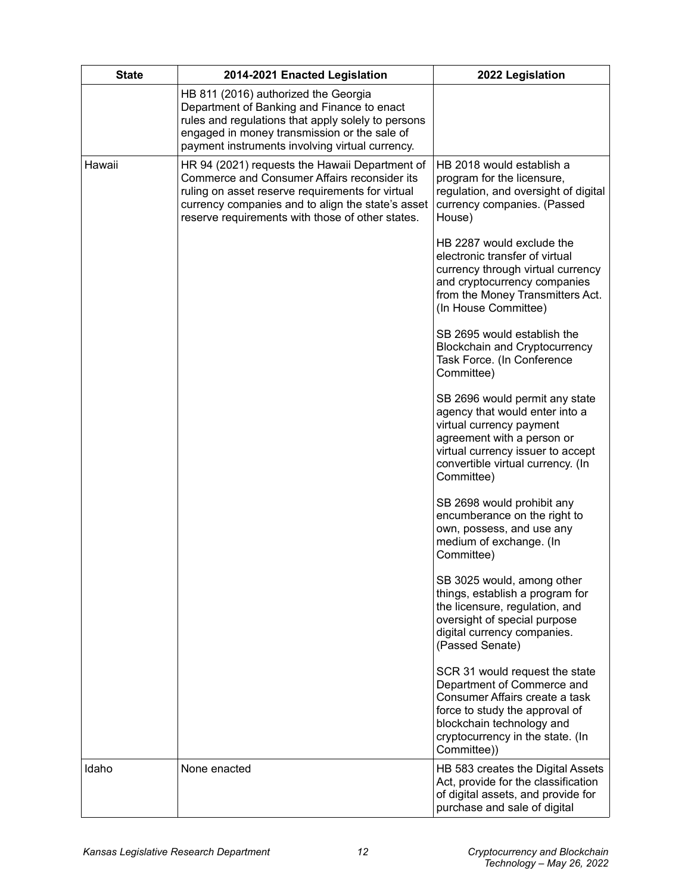| State | 2014-2021 Enacted Legislation | 2022 Legislation |
|---|---|---|
| | HB 811 (2016) authorized the Georgia Department of Banking and Finance to enact rules and regulations that apply solely to persons engaged in money transmission or the sale of payment instruments involving virtual currency. | |
| Hawaii | HR 94 (2021) requests the Hawaii Department of Commerce and Consumer Affairs reconsider its ruling on asset reserve requirements for virtual currency companies and to align the state's asset reserve requirements with those of other states. | HB 2018 would establish a program for the licensure, regulation, and oversight of digital currency companies. (Passed House)<br><br>HB 2287 would exclude the electronic transfer of virtual currency through virtual currency and cryptocurrency companies from the Money Transmitters Act. (In House Committee)<br><br>SB 2695 would establish the Blockchain and Cryptocurrency Task Force. (In Conference Committee)<br><br>SB 2696 would permit any state agency that would enter into a virtual currency payment agreement with a person or virtual currency issuer to accept convertible virtual currency. (In Committee)<br><br>SB 2698 would prohibit any encumberance on the right to own, possess, and use any medium of exchange. (In Committee)<br><br>SB 3025 would, among other things, establish a program for the licensure, regulation, and oversight of special purpose digital currency companies. (Passed Senate)<br><br>SCR 31 would request the state Department of Commerce and Consumer Affairs create a task force to study the approval of blockchain technology and cryptocurrency in the state. (In Committee)) |
| Idaho | None enacted | HB 583 creates the Digital Assets Act, provide for the classification of digital assets, and provide for purchase and sale of digital |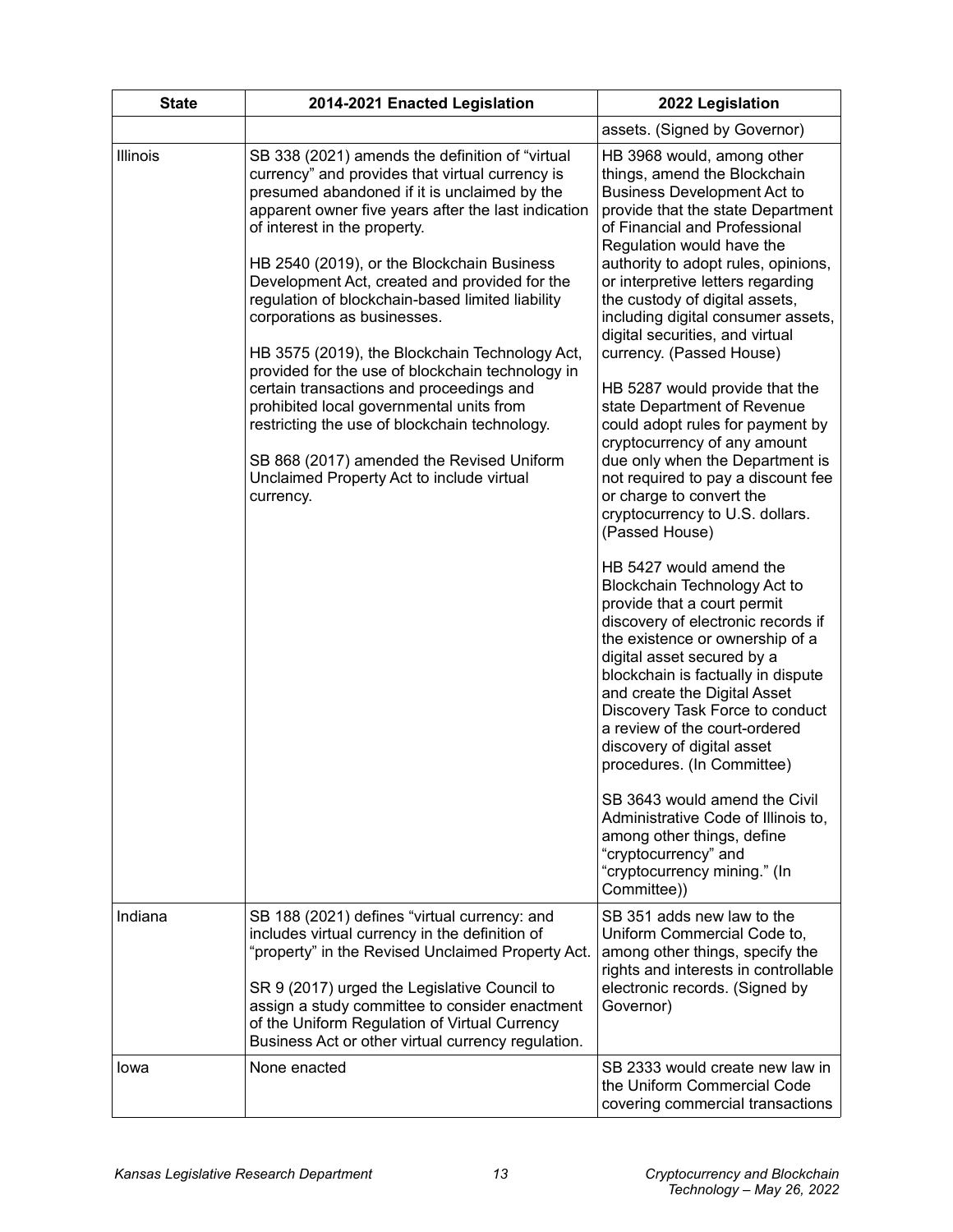| State | 2014-2021 Enacted Legislation | 2022 Legislation |
|---|---|---|
| | | assets. (Signed by Governor) |
| Illinois | SB 338 (2021) amends the definition of "virtual currency" and provides that virtual currency is presumed abandoned if it is unclaimed by the apparent owner five years after the last indication of interest in the property.<br><br>HB 2540 (2019), or the Blockchain Business Development Act, created and provided for the regulation of blockchain-based limited liability corporations as businesses.<br><br>HB 3575 (2019), the Blockchain Technology Act, provided for the use of blockchain technology in certain transactions and proceedings and prohibited local governmental units from restricting the use of blockchain technology.<br><br>SB 868 (2017) amended the Revised Uniform Unclaimed Property Act to include virtual currency. | HB 3968 would, among other things, amend the Blockchain Business Development Act to provide that the state Department of Financial and Professional Regulation would have the authority to adopt rules, opinions, or interpretive letters regarding the custody of digital assets, including digital consumer assets, digital securities, and virtual currency. (Passed House)<br><br>HB 5287 would provide that the state Department of Revenue could adopt rules for payment by cryptocurrency of any amount due only when the Department is not required to pay a discount fee or charge to convert the cryptocurrency to U.S. dollars. (Passed House)<br><br>HB 5427 would amend the Blockchain Technology Act to provide that a court permit discovery of electronic records if the existence or ownership of a digital asset secured by a blockchain is factually in dispute and create the Digital Asset Discovery Task Force to conduct a review of the court-ordered discovery of digital asset procedures. (In Committee)<br><br>SB 3643 would amend the Civil Administrative Code of Illinois to, among other things, define "cryptocurrency" and "cryptocurrency mining." (In Committee)) |
| Indiana | SB 188 (2021) defines "virtual currency: and includes virtual currency in the definition of "property" in the Revised Unclaimed Property Act.<br><br>SR 9 (2017) urged the Legislative Council to assign a study committee to consider enactment of the Uniform Regulation of Virtual Currency Business Act or other virtual currency regulation. | SB 351 adds new law to the Uniform Commercial Code to, among other things, specify the rights and interests in controllable electronic records. (Signed by Governor) |
| Iowa | None enacted | SB 2333 would create new law in the Uniform Commercial Code covering commercial transactions |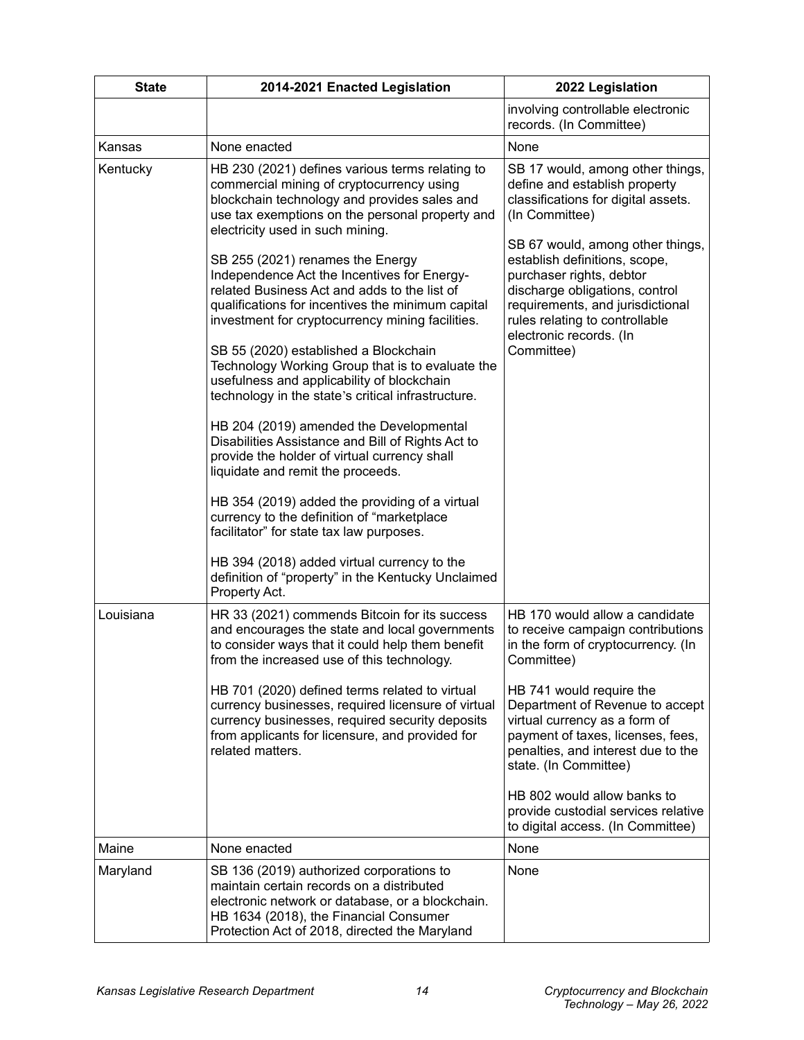| State | 2014-2021 Enacted Legislation | 2022 Legislation |
|---|---|---|
| | | involving controllable electronic records. (In Committee) |
| Kansas | None enacted | None |
| Kentucky | HB 230 (2021) defines various terms relating to commercial mining of cryptocurrency using blockchain technology and provides sales and use tax exemptions on the personal property and electricity used in such mining.<br><br>SB 255 (2021) renames the Energy Independence Act the Incentives for Energy-related Business Act and adds to the list of qualifications for incentives the minimum capital investment for cryptocurrency mining facilities.<br><br>SB 55 (2020) established a Blockchain Technology Working Group that is to evaluate the usefulness and applicability of blockchain technology in the state's critical infrastructure.<br><br>HB 204 (2019) amended the Developmental Disabilities Assistance and Bill of Rights Act to provide the holder of virtual currency shall liquidate and remit the proceeds.<br><br>HB 354 (2019) added the providing of a virtual currency to the definition of "marketplace facilitator" for state tax law purposes.<br><br>HB 394 (2018) added virtual currency to the definition of "property" in the Kentucky Unclaimed Property Act. | SB 17 would, among other things, define and establish property classifications for digital assets. (In Committee)<br><br>SB 67 would, among other things, establish definitions, scope, purchaser rights, debtor discharge obligations, control requirements, and jurisdictional rules relating to controllable electronic records. (In Committee) |
| Louisiana | HR 33 (2021) commends Bitcoin for its success and encourages the state and local governments to consider ways that it could help them benefit from the increased use of this technology.<br><br>HB 701 (2020) defined terms related to virtual currency businesses, required licensure of virtual currency businesses, required security deposits from applicants for licensure, and provided for related matters. | HB 170 would allow a candidate to receive campaign contributions in the form of cryptocurrency. (In Committee)<br><br>HB 741 would require the Department of Revenue to accept virtual currency as a form of payment of taxes, licenses, fees, penalties, and interest due to the state. (In Committee)<br><br>HB 802 would allow banks to provide custodial services relative to digital access. (In Committee) |
| Maine | None enacted | None |
| Maryland | SB 136 (2019) authorized corporations to maintain certain records on a distributed electronic network or database, or a blockchain. HB 1634 (2018), the Financial Consumer Protection Act of 2018, directed the Maryland | None |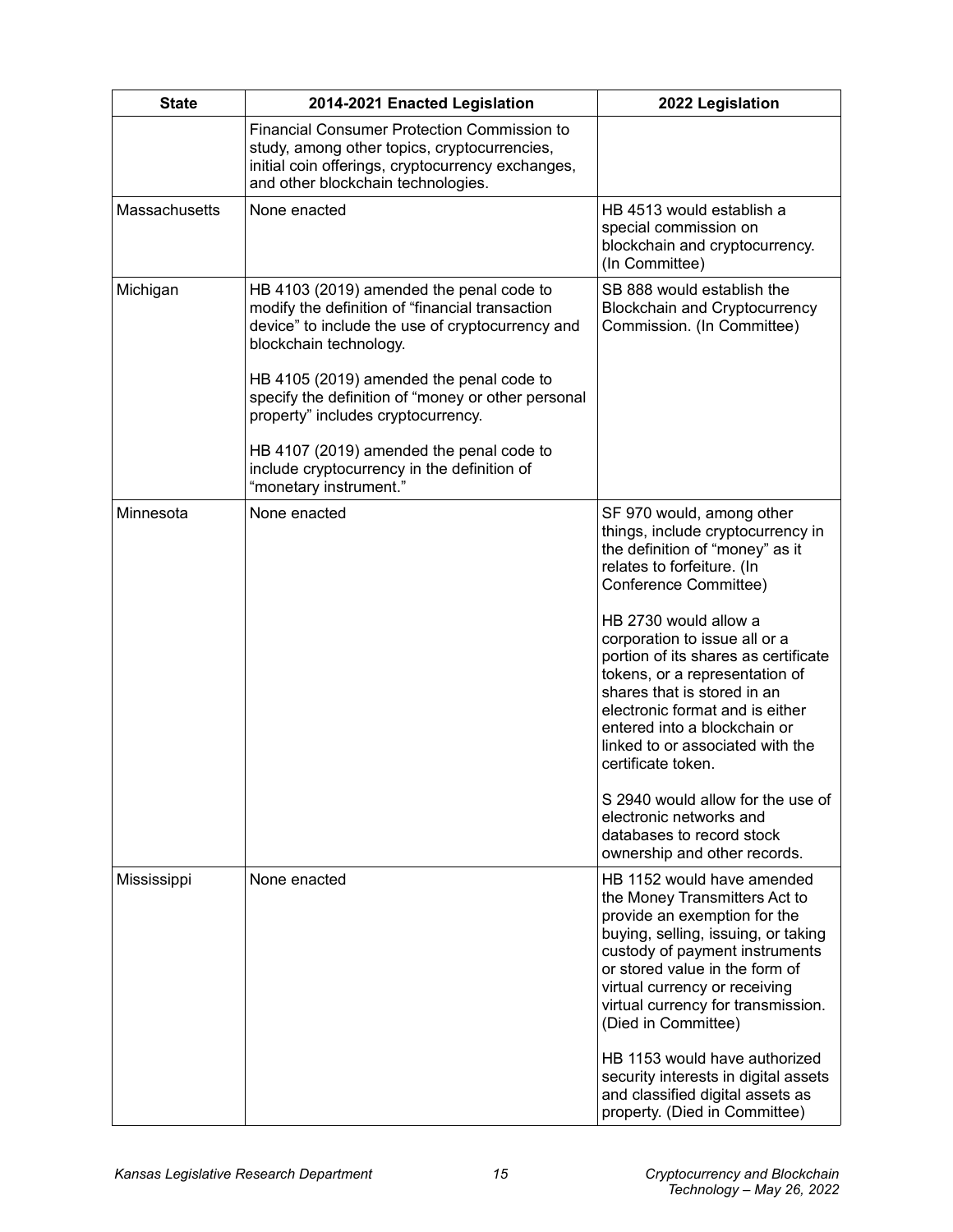| State | 2014-2021 Enacted Legislation | 2022 Legislation |
|---|---|---|
| | Financial Consumer Protection Commission to study, among other topics, cryptocurrencies, initial coin offerings, cryptocurrency exchanges, and other blockchain technologies. | |
| Massachusetts | None enacted | HB 4513 would establish a special commission on blockchain and cryptocurrency. (In Committee) |
| Michigan | HB 4103 (2019) amended the penal code to modify the definition of "financial transaction device" to include the use of cryptocurrency and blockchain technology.<br><br>HB 4105 (2019) amended the penal code to specify the definition of "money or other personal property" includes cryptocurrency.<br><br>HB 4107 (2019) amended the penal code to include cryptocurrency in the definition of "monetary instrument." | SB 888 would establish the Blockchain and Cryptocurrency Commission. (In Committee) |
| Minnesota | None enacted | SF 970 would, among other things, include cryptocurrency in the definition of "money" as it relates to forfeiture. (In Conference Committee)<br><br>HB 2730 would allow a corporation to issue all or a portion of its shares as certificate tokens, or a representation of shares that is stored in an electronic format and is either entered into a blockchain or linked to or associated with the certificate token.<br><br>S 2940 would allow for the use of electronic networks and databases to record stock ownership and other records. |
| Mississippi | None enacted | HB 1152 would have amended the Money Transmitters Act to provide an exemption for the buying, selling, issuing, or taking custody of payment instruments or stored value in the form of virtual currency or receiving virtual currency for transmission. (Died in Committee)<br><br>HB 1153 would have authorized security interests in digital assets and classified digital assets as property. (Died in Committee) |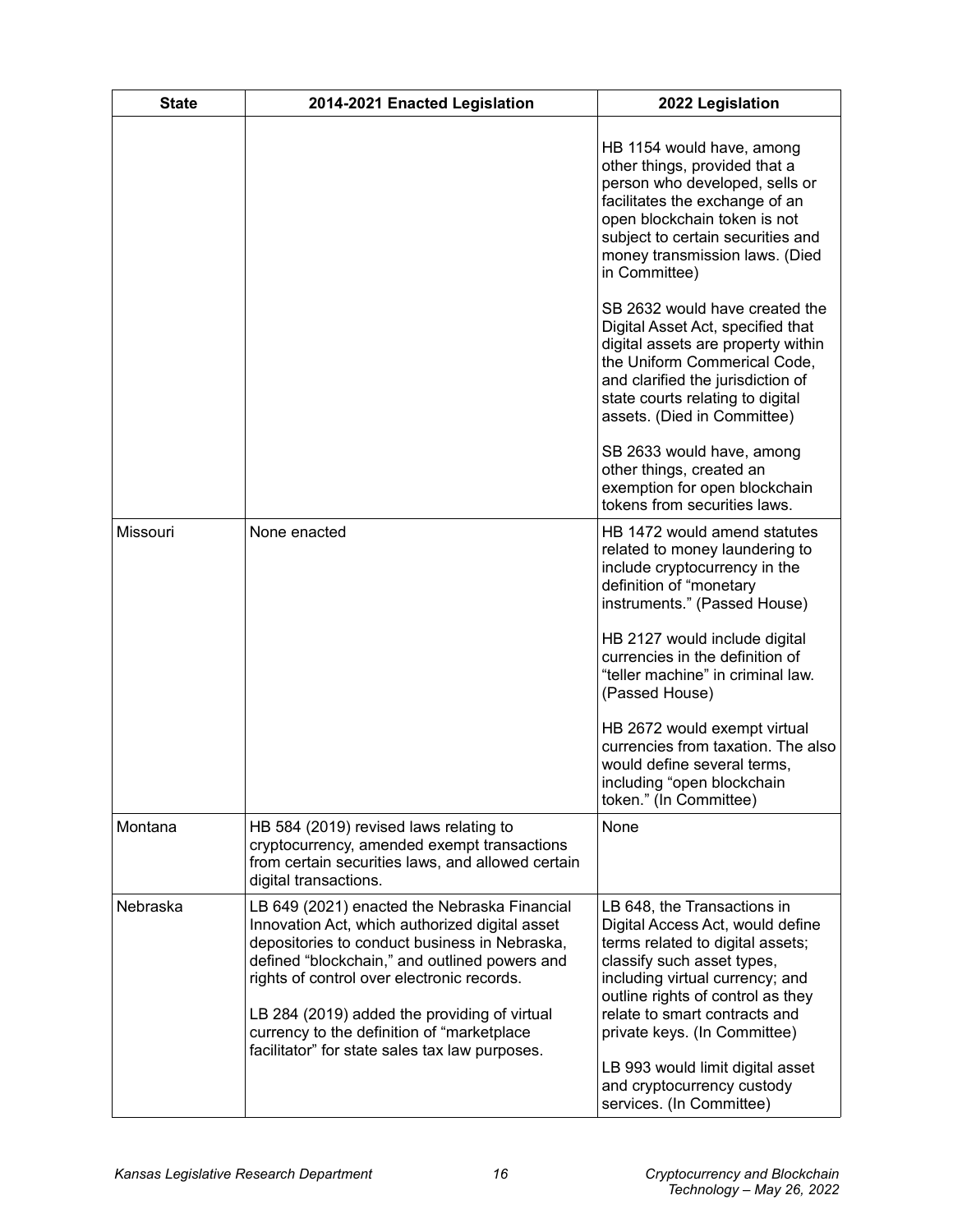| State | 2014-2021 Enacted Legislation | 2022 Legislation |
|---|---|---|
| | | HB 1154 would have, among other things, provided that a person who developed, sells or facilitates the exchange of an open blockchain token is not subject to certain securities and money transmission laws. (Died in Committee)<br><br>SB 2632 would have created the Digital Asset Act, specified that digital assets are property within the Uniform Commerical Code, and clarified the jurisdiction of state courts relating to digital assets. (Died in Committee)<br><br>SB 2633 would have, among other things, created an exemption for open blockchain tokens from securities laws. |
| Missouri | None enacted | HB 1472 would amend statutes related to money laundering to include cryptocurrency in the definition of "monetary instruments." (Passed House)<br><br>HB 2127 would include digital currencies in the definition of "teller machine" in criminal law. (Passed House)<br><br>HB 2672 would exempt virtual currencies from taxation. The also would define several terms, including "open blockchain token." (In Committee) |
| Montana | HB 584 (2019) revised laws relating to cryptocurrency, amended exempt transactions from certain securities laws, and allowed certain digital transactions. | None |
| Nebraska | LB 649 (2021) enacted the Nebraska Financial Innovation Act, which authorized digital asset depositories to conduct business in Nebraska, defined "blockchain," and outlined powers and rights of control over electronic records.<br><br>LB 284 (2019) added the providing of virtual currency to the definition of "marketplace facilitator" for state sales tax law purposes. | LB 648, the Transactions in Digital Access Act, would define terms related to digital assets; classify such asset types, including virtual currency; and outline rights of control as they relate to smart contracts and private keys. (In Committee)<br><br>LB 993 would limit digital asset and cryptocurrency custody services. (In Committee) |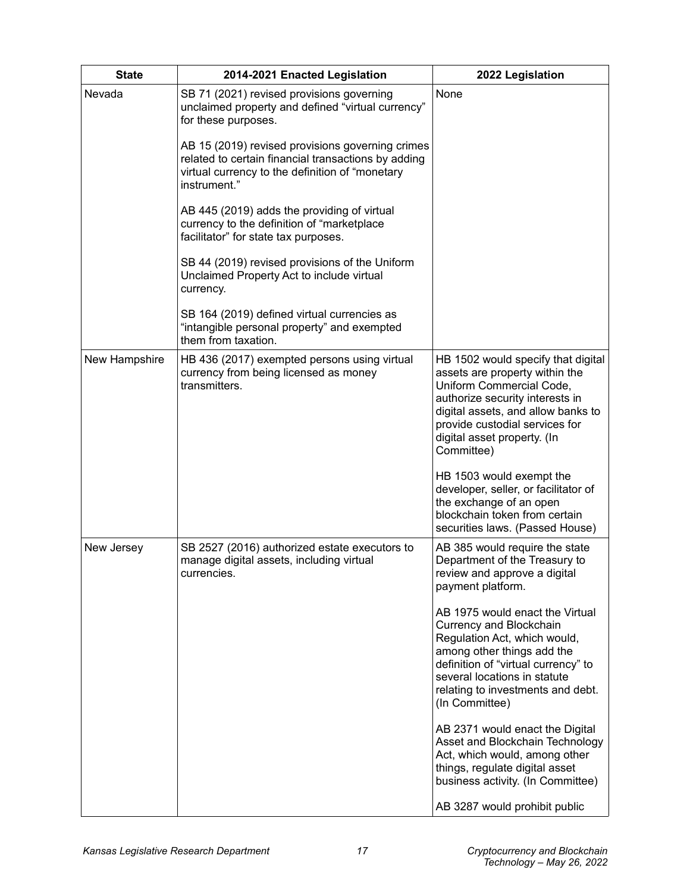| State | 2014-2021 Enacted Legislation | 2022 Legislation |
|---|---|---|
| Nevada | SB 71 (2021) revised provisions governing unclaimed property and defined "virtual currency" for these purposes.<br><br>AB 15 (2019) revised provisions governing crimes related to certain financial transactions by adding virtual currency to the definition of "monetary instrument."<br><br>AB 445 (2019) adds the providing of virtual currency to the definition of "marketplace facilitator" for state tax purposes.<br><br>SB 44 (2019) revised provisions of the Uniform Unclaimed Property Act to include virtual currency.<br><br>SB 164 (2019) defined virtual currencies as "intangible personal property" and exempted them from taxation. | None |
| New Hampshire | HB 436 (2017) exempted persons using virtual currency from being licensed as money transmitters. | HB 1502 would specify that digital assets are property within the Uniform Commercial Code, authorize security interests in digital assets, and allow banks to provide custodial services for digital asset property. (In Committee)<br><br>HB 1503 would exempt the developer, seller, or facilitator of the exchange of an open blockchain token from certain securities laws. (Passed House) |
| New Jersey | SB 2527 (2016) authorized estate executors to manage digital assets, including virtual currencies. | AB 385 would require the state Department of the Treasury to review and approve a digital payment platform.<br><br>AB 1975 would enact the Virtual Currency and Blockchain Regulation Act, which would, among other things add the definition of "virtual currency" to several locations in statute relating to investments and debt. (In Committee)<br><br>AB 2371 would enact the Digital Asset and Blockchain Technology Act, which would, among other things, regulate digital asset business activity. (In Committee)<br><br>AB 3287 would prohibit public |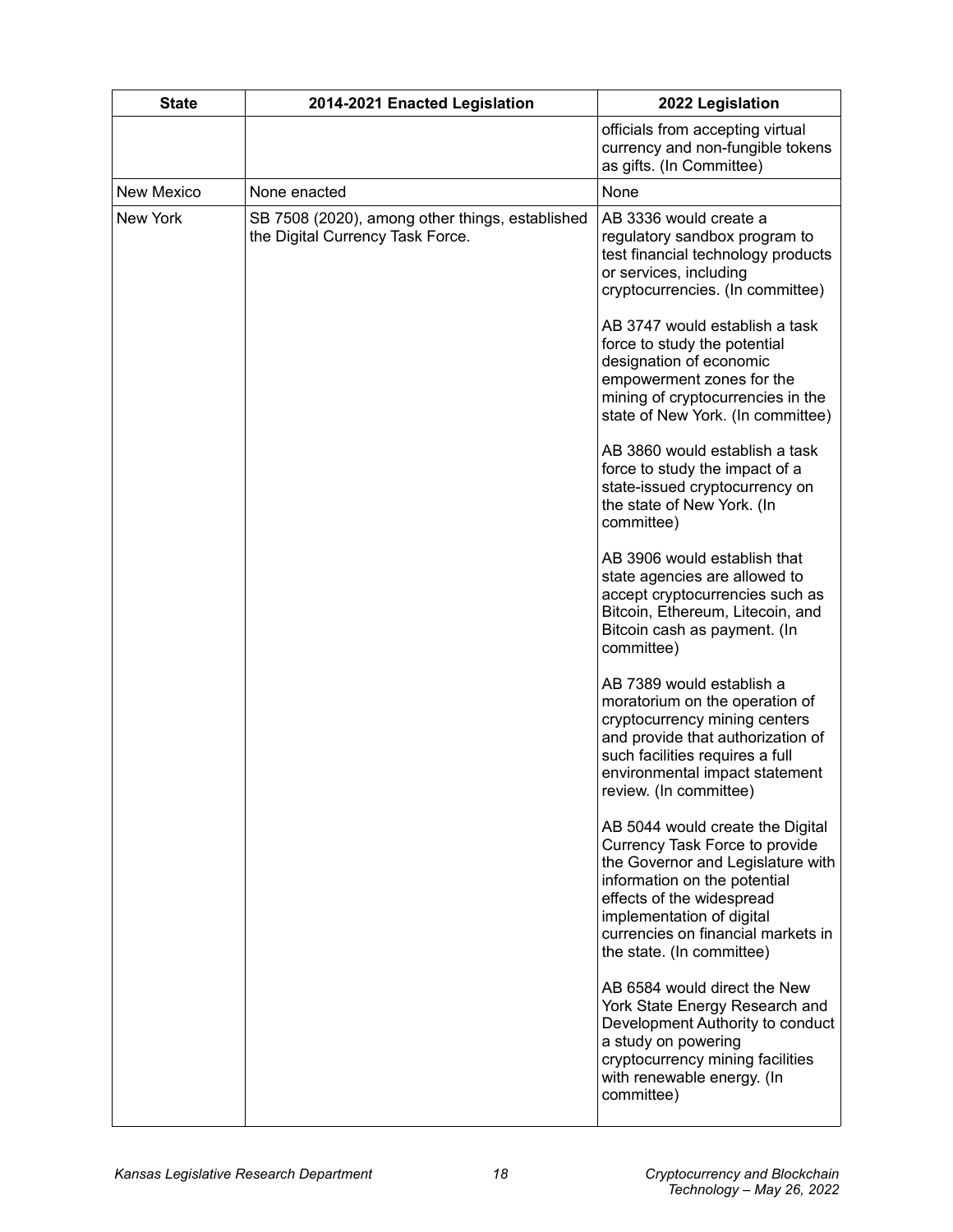| State | 2014-2021 Enacted Legislation | 2022 Legislation |
|---|---|---|
| | | officials from accepting virtual currency and non-fungible tokens as gifts. (In Committee) |
| New Mexico | None enacted | None |
| New York | SB 7508 (2020), among other things, established the Digital Currency Task Force. | AB 3336 would create a regulatory sandbox program to test financial technology products or services, including cryptocurrencies. (In committee)<br><br>AB 3747 would establish a task force to study the potential designation of economic empowerment zones for the mining of cryptocurrencies in the state of New York. (In committee)<br><br>AB 3860 would establish a task force to study the impact of a state-issued cryptocurrency on the state of New York. (In committee)<br><br>AB 3906 would establish that state agencies are allowed to accept cryptocurrencies such as Bitcoin, Ethereum, Litecoin, and Bitcoin cash as payment. (In committee)<br><br>AB 7389 would establish a moratorium on the operation of cryptocurrency mining centers and provide that authorization of such facilities requires a full environmental impact statement review. (In committee)<br><br>AB 5044 would create the Digital Currency Task Force to provide the Governor and Legislature with information on the potential effects of the widespread implementation of digital currencies on financial markets in the state. (In committee)<br><br>AB 6584 would direct the New York State Energy Research and Development Authority to conduct a study on powering cryptocurrency mining facilities with renewable energy. (In committee) |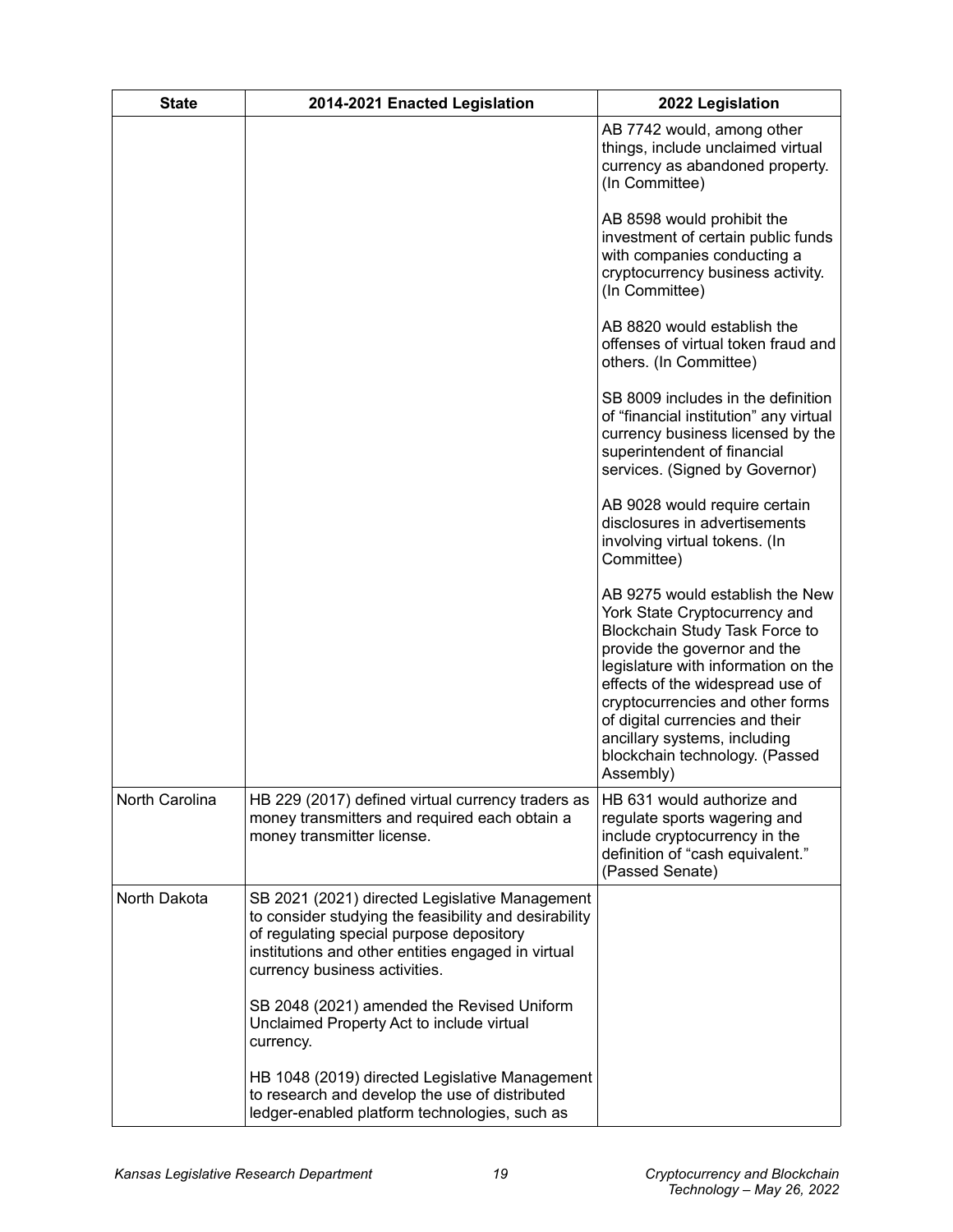| State | 2014-2021 Enacted Legislation | 2022 Legislation |
| --- | --- | --- |
| | | AB 7742 would, among other things, include unclaimed virtual currency as abandoned property. (In Committee)<br><br>AB 8598 would prohibit the investment of certain public funds with companies conducting a cryptocurrency business activity. (In Committee)<br><br>AB 8820 would establish the offenses of virtual token fraud and others. (In Committee)<br><br>SB 8009 includes in the definition of "financial institution" any virtual currency business licensed by the superintendent of financial services. (Signed by Governor)<br><br>AB 9028 would require certain disclosures in advertisements involving virtual tokens. (In Committee)<br><br>AB 9275 would establish the New York State Cryptocurrency and Blockchain Study Task Force to provide the governor and the legislature with information on the effects of the widespread use of cryptocurrencies and other forms of digital currencies and their ancillary systems, including blockchain technology. (Passed Assembly) |
| North Carolina | HB 229 (2017) defined virtual currency traders as money transmitters and required each obtain a money transmitter license. | HB 631 would authorize and regulate sports wagering and include cryptocurrency in the definition of "cash equivalent." (Passed Senate) |
| North Dakota | SB 2021 (2021) directed Legislative Management to consider studying the feasibility and desirability of regulating special purpose depository institutions and other entities engaged in virtual currency business activities.<br><br>SB 2048 (2021) amended the Revised Uniform Unclaimed Property Act to include virtual currency.<br><br>HB 1048 (2019) directed Legislative Management to research and develop the use of distributed ledger-enabled platform technologies, such as | |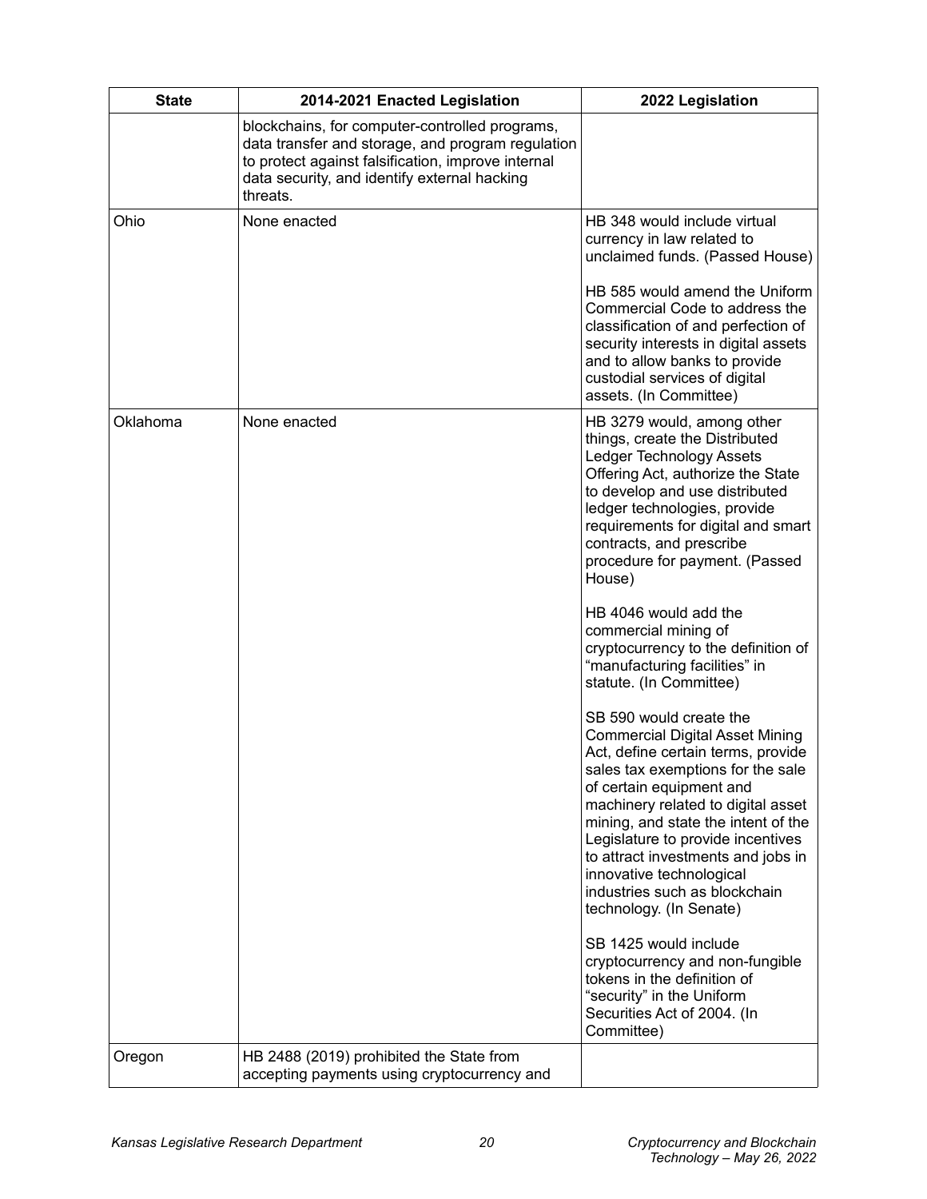| State | 2014-2021 Enacted Legislation | 2022 Legislation |
|---|---|---|
| | blockchains, for computer-controlled programs, data transfer and storage, and program regulation to protect against falsification, improve internal data security, and identify external hacking threats. | |
| Ohio | None enacted | HB 348 would include virtual currency in law related to unclaimed funds. (Passed House)<br><br>HB 585 would amend the Uniform Commercial Code to address the classification of and perfection of security interests in digital assets and to allow banks to provide custodial services of digital assets. (In Committee) |
| Oklahoma | None enacted | HB 3279 would, among other things, create the Distributed Ledger Technology Assets Offering Act, authorize the State to develop and use distributed ledger technologies, provide requirements for digital and smart contracts, and prescribe procedure for payment. (Passed House)<br><br>HB 4046 would add the commercial mining of cryptocurrency to the definition of "manufacturing facilities" in statute. (In Committee)<br><br>SB 590 would create the Commercial Digital Asset Mining Act, define certain terms, provide sales tax exemptions for the sale of certain equipment and machinery related to digital asset mining, and state the intent of the Legislature to provide incentives to attract investments and jobs in innovative technological industries such as blockchain technology. (In Senate)<br><br>SB 1425 would include cryptocurrency and non-fungible tokens in the definition of "security" in the Uniform Securities Act of 2004. (In Committee) |
| Oregon | HB 2488 (2019) prohibited the State from accepting payments using cryptocurrency and | |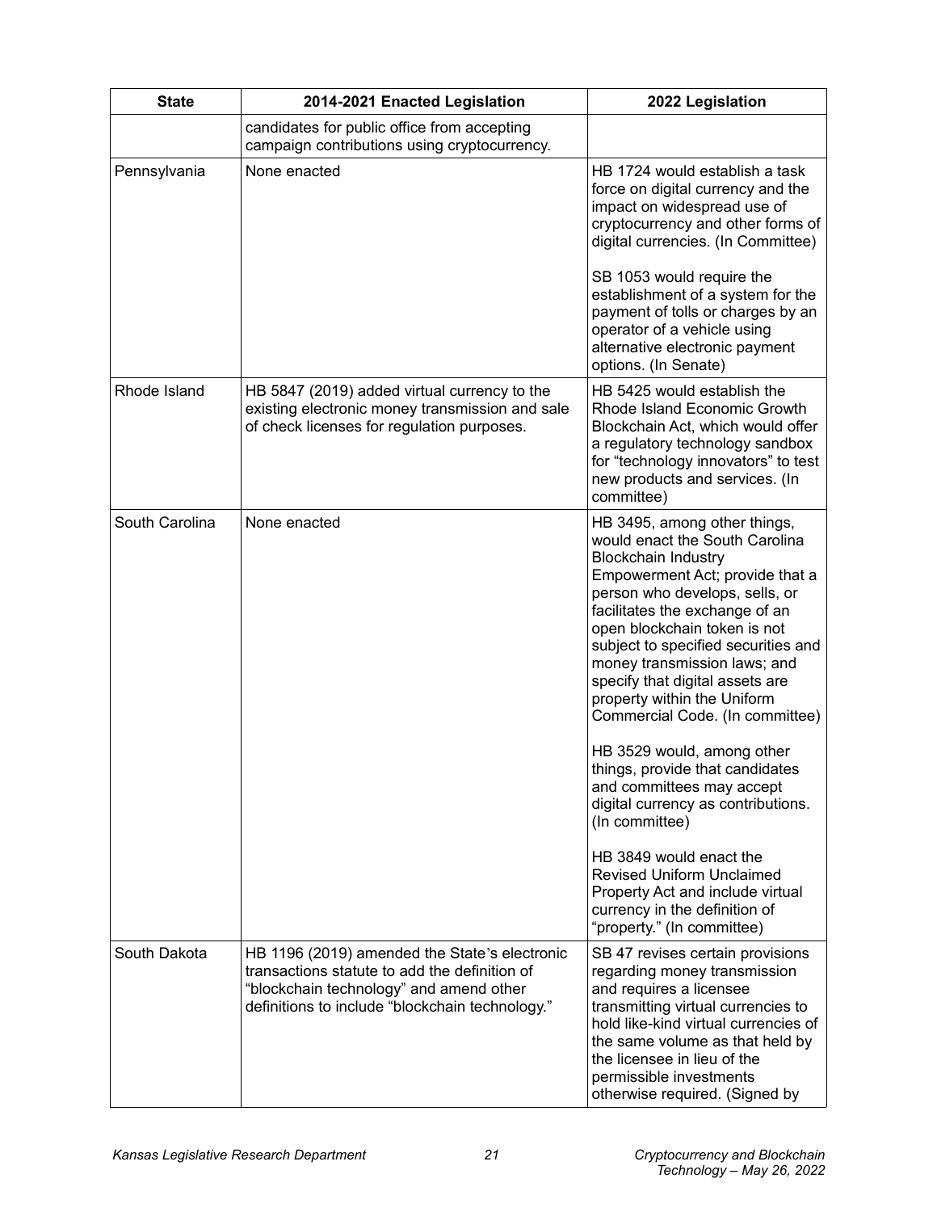| State | 2014-2021 Enacted Legislation | 2022 Legislation |
|---|---|---|
| | candidates for public office from accepting campaign contributions using cryptocurrency. | |
| Pennsylvania | None enacted | HB 1724 would establish a task force on digital currency and the impact on widespread use of cryptocurrency and other forms of digital currencies. (In Committee)<br><br>SB 1053 would require the establishment of a system for the payment of tolls or charges by an operator of a vehicle using alternative electronic payment options. (In Senate) |
| Rhode Island | HB 5847 (2019) added virtual currency to the existing electronic money transmission and sale of check licenses for regulation purposes. | HB 5425 would establish the Rhode Island Economic Growth Blockchain Act, which would offer a regulatory technology sandbox for "technology innovators" to test new products and services. (In committee) |
| South Carolina | None enacted | HB 3495, among other things, would enact the South Carolina Blockchain Industry Empowerment Act; provide that a person who develops, sells, or facilitates the exchange of an open blockchain token is not subject to specified securities and money transmission laws; and specify that digital assets are property within the Uniform Commercial Code. (In committee)<br><br>HB 3529 would, among other things, provide that candidates and committees may accept digital currency as contributions. (In committee)<br><br>HB 3849 would enact the Revised Uniform Unclaimed Property Act and include virtual currency in the definition of "property." (In committee) |
| South Dakota | HB 1196 (2019) amended the State's electronic transactions statute to add the definition of "blockchain technology" and amend other definitions to include "blockchain technology." | SB 47 revises certain provisions regarding money transmission and requires a licensee transmitting virtual currencies to hold like-kind virtual currencies of the same volume as that held by the licensee in lieu of the permissible investments otherwise required. (Signed by |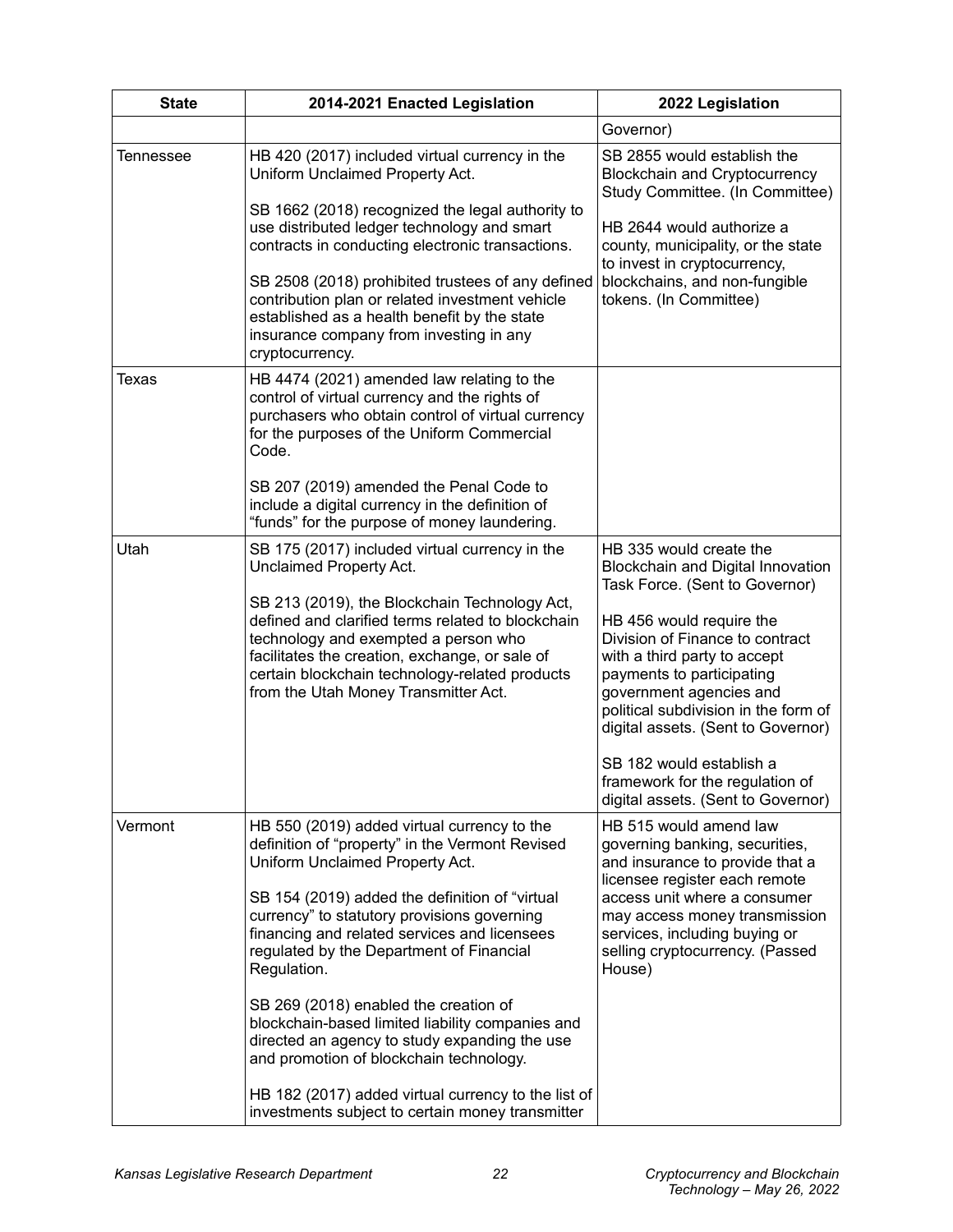| State | 2014-2021 Enacted Legislation | 2022 Legislation |
|---|---|---|
| | | Governor) |
| Tennessee | HB 420 (2017) included virtual currency in the Uniform Unclaimed Property Act.<br><br>SB 1662 (2018) recognized the legal authority to use distributed ledger technology and smart contracts in conducting electronic transactions.<br><br>SB 2508 (2018) prohibited trustees of any defined contribution plan or related investment vehicle established as a health benefit by the state insurance company from investing in any cryptocurrency. | SB 2855 would establish the Blockchain and Cryptocurrency Study Committee. (In Committee)<br><br>HB 2644 would authorize a county, municipality, or the state to invest in cryptocurrency, blockchains, and non-fungible tokens. (In Committee) |
| Texas | HB 4474 (2021) amended law relating to the control of virtual currency and the rights of purchasers who obtain control of virtual currency for the purposes of the Uniform Commercial Code.<br><br>SB 207 (2019) amended the Penal Code to include a digital currency in the definition of "funds" for the purpose of money laundering. | |
| Utah | SB 175 (2017) included virtual currency in the Unclaimed Property Act.<br><br>SB 213 (2019), the Blockchain Technology Act, defined and clarified terms related to blockchain technology and exempted a person who facilitates the creation, exchange, or sale of certain blockchain technology-related products from the Utah Money Transmitter Act. | HB 335 would create the Blockchain and Digital Innovation Task Force. (Sent to Governor)<br><br>HB 456 would require the Division of Finance to contract with a third party to accept payments to participating government agencies and political subdivision in the form of digital assets. (Sent to Governor)<br><br>SB 182 would establish a framework for the regulation of digital assets. (Sent to Governor) |
| Vermont | HB 550 (2019) added virtual currency to the definition of "property" in the Vermont Revised Uniform Unclaimed Property Act.<br><br>SB 154 (2019) added the definition of "virtual currency" to statutory provisions governing financing and related services and licensees regulated by the Department of Financial Regulation.<br><br>SB 269 (2018) enabled the creation of blockchain-based limited liability companies and directed an agency to study expanding the use and promotion of blockchain technology.<br><br>HB 182 (2017) added virtual currency to the list of investments subject to certain money transmitter | HB 515 would amend law governing banking, securities, and insurance to provide that a licensee register each remote access unit where a consumer may access money transmission services, including buying or selling cryptocurrency. (Passed House) |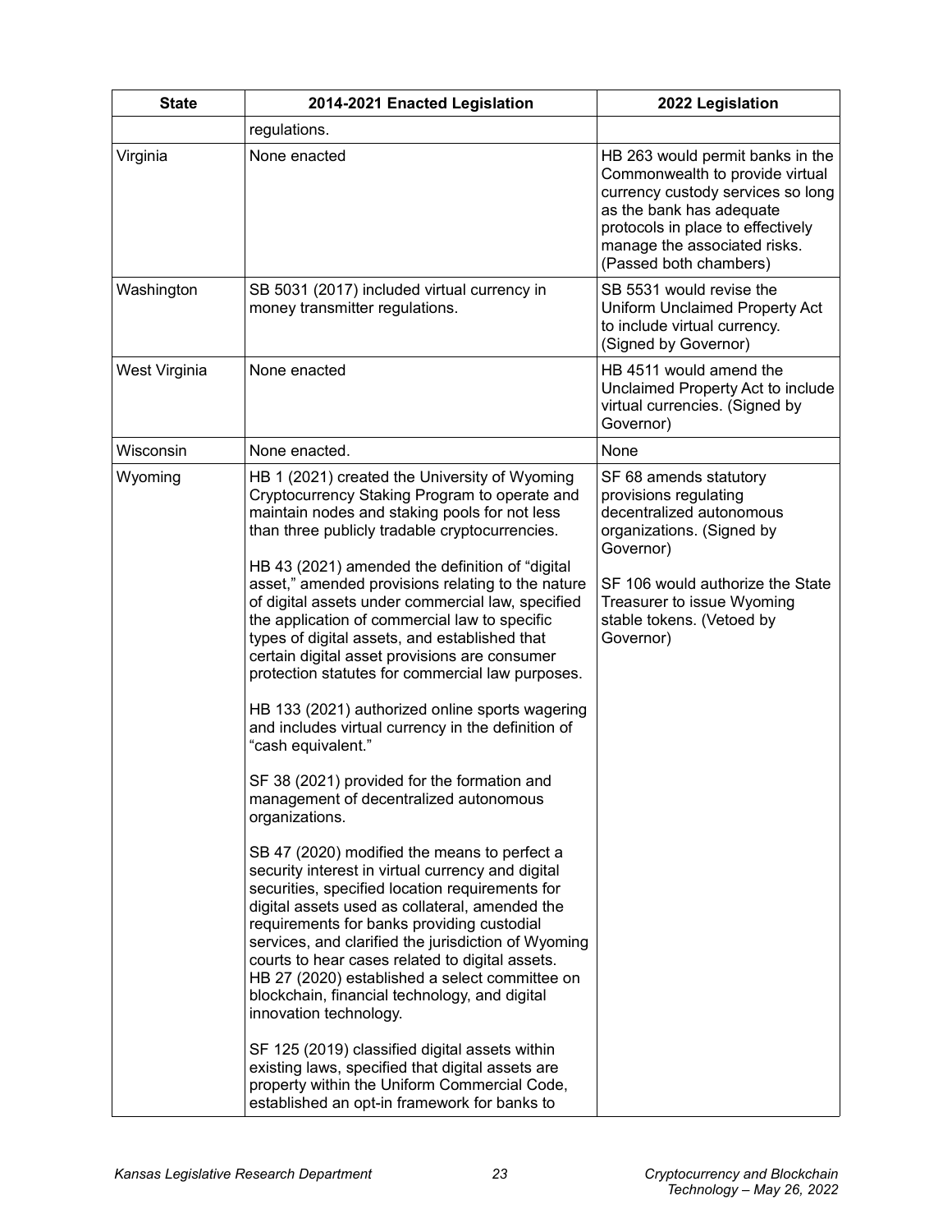| State | 2014-2021 Enacted Legislation | 2022 Legislation |
| --- | --- | --- |
| | regulations. | |
| Virginia | None enacted | HB 263 would permit banks in the Commonwealth to provide virtual currency custody services so long as the bank has adequate protocols in place to effectively manage the associated risks. (Passed both chambers) |
| Washington | SB 5031 (2017) included virtual currency in money transmitter regulations. | SB 5531 would revise the Uniform Unclaimed Property Act to include virtual currency. (Signed by Governor) |
| West Virginia | None enacted | HB 4511 would amend the Unclaimed Property Act to include virtual currencies. (Signed by Governor) |
| Wisconsin | None enacted. | None |
| Wyoming | HB 1 (2021) created the University of Wyoming Cryptocurrency Staking Program to operate and maintain nodes and staking pools for not less than three publicly tradable cryptocurrencies.<br><br>HB 43 (2021) amended the definition of "digital asset," amended provisions relating to the nature of digital assets under commercial law, specified the application of commercial law to specific types of digital assets, and established that certain digital asset provisions are consumer protection statutes for commercial law purposes.<br><br>HB 133 (2021) authorized online sports wagering and includes virtual currency in the definition of "cash equivalent."<br><br>SF 38 (2021) provided for the formation and management of decentralized autonomous organizations.<br><br>SB 47 (2020) modified the means to perfect a security interest in virtual currency and digital securities, specified location requirements for digital assets used as collateral, amended the requirements for banks providing custodial services, and clarified the jurisdiction of Wyoming courts to hear cases related to digital assets. HB 27 (2020) established a select committee on blockchain, financial technology, and digital innovation technology.<br><br>SF 125 (2019) classified digital assets within existing laws, specified that digital assets are property within the Uniform Commercial Code, established an opt-in framework for banks to | SF 68 amends statutory provisions regulating decentralized autonomous organizations. (Signed by Governor)<br><br>SF 106 would authorize the State Treasurer to issue Wyoming stable tokens. (Vetoed by Governor) |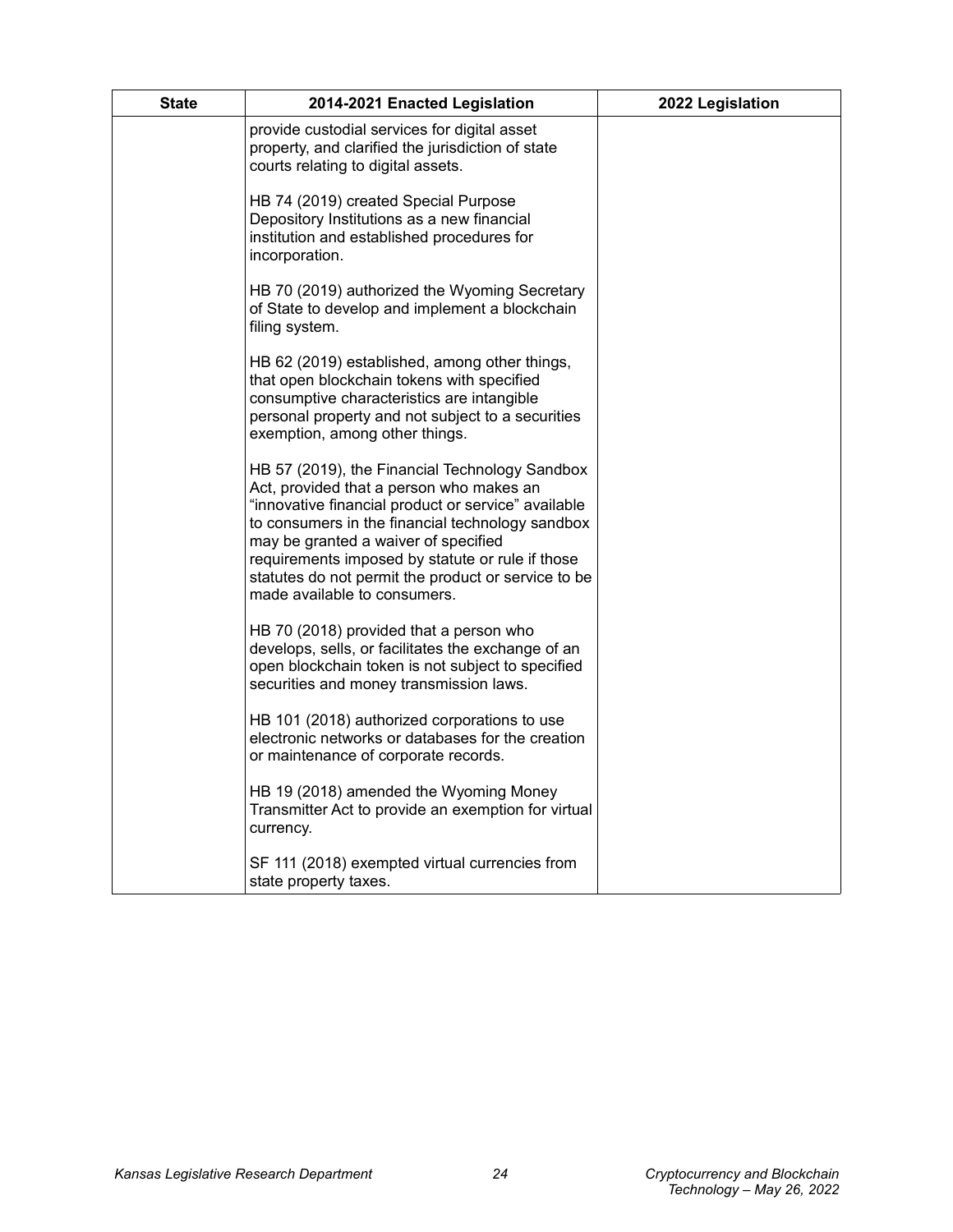| State | 2014-2021 Enacted Legislation | 2022 Legislation |
| --- | --- | --- |
| | provide custodial services for digital asset property, and clarified the jurisdiction of state courts relating to digital assets.<br><br>HB 74 (2019) created Special Purpose Depository Institutions as a new financial institution and established procedures for incorporation.<br><br>HB 70 (2019) authorized the Wyoming Secretary of State to develop and implement a blockchain filing system.<br><br>HB 62 (2019) established, among other things, that open blockchain tokens with specified consumptive characteristics are intangible personal property and not subject to a securities exemption, among other things.<br><br>HB 57 (2019), the Financial Technology Sandbox Act, provided that a person who makes an "innovative financial product or service" available to consumers in the financial technology sandbox may be granted a waiver of specified requirements imposed by statute or rule if those statutes do not permit the product or service to be made available to consumers.<br><br>HB 70 (2018) provided that a person who develops, sells, or facilitates the exchange of an open blockchain token is not subject to specified securities and money transmission laws.<br><br>HB 101 (2018) authorized corporations to use electronic networks or databases for the creation or maintenance of corporate records.<br><br>HB 19 (2018) amended the Wyoming Money Transmitter Act to provide an exemption for virtual currency.<br><br>SF 111 (2018) exempted virtual currencies from state property taxes. | |